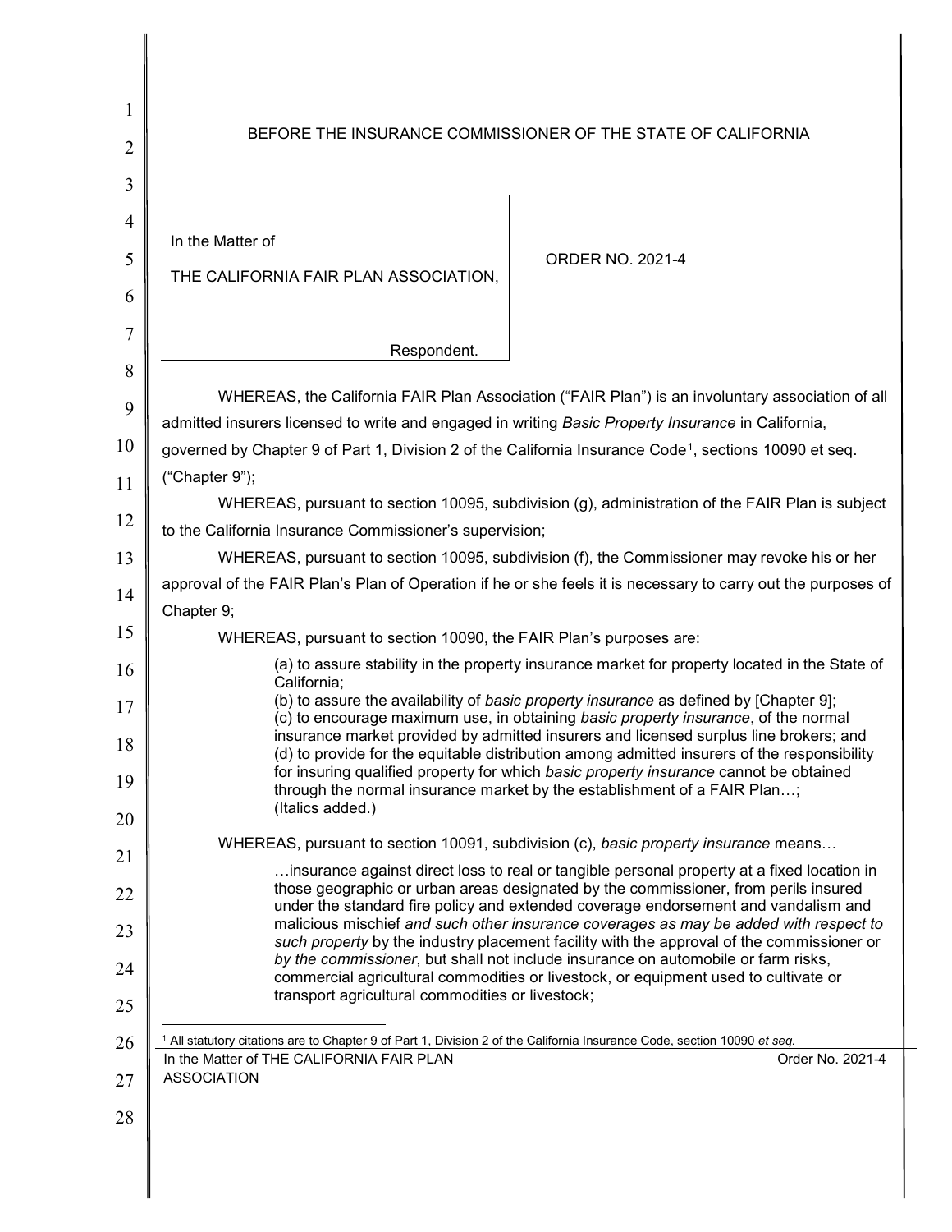BEFORE THE INSURANCE COMMISSIONER OF THE STATE OF CALIFORNIA

In the Matter of

THE CALIFORNIA FAIR PLAN ASSOCIATION,

Respondent.

ORDER NO. 2021-4

WHEREAS, the California FAIR Plan Association ("FAIR Plan") is an involuntary association of all admitted insurers licensed to write and engaged in writing *Basic Property Insurance* in California, governed by Chapter 9 of Part 1, Division 2 of the California Insurance Code[1], sections 10090 et seq. ("Chapter 9");

WHEREAS, pursuant to section 10095, subdivision (g), administration of the FAIR Plan is subject to the California Insurance Commissioner's supervision;

WHEREAS, pursuant to section 10095, subdivision (f), the Commissioner may revoke his or her approval of the FAIR Plan's Plan of Operation if he or she feels it is necessary to carry out the purposes of Chapter 9;

WHEREAS, pursuant to section 10090, the FAIR Plan's purposes are:

> (a) to assure stability in the property insurance market for property located in the State of California;
> (b) to assure the availability of *basic property insurance* as defined by [Chapter 9];
> (c) to encourage maximum use, in obtaining *basic property insurance*, of the normal insurance market provided by admitted insurers and licensed surplus line brokers; and
> (d) to provide for the equitable distribution among admitted insurers of the responsibility for insuring qualified property for which *basic property insurance* cannot be obtained through the normal insurance market by the establishment of a FAIR Plan…;
> (Italics added.)

WHEREAS, pursuant to section 10091, subdivision (c), *basic property insurance* means…

> …insurance against direct loss to real or tangible personal property at a fixed location in those geographic or urban areas designated by the commissioner, from perils insured under the standard fire policy and extended coverage endorsement and vandalism and malicious mischief *and such other insurance coverages as may be added with respect to such property* by the industry placement facility with the approval of the commissioner or *by the commissioner*, but shall not include insurance on automobile or farm risks, commercial agricultural commodities or livestock, or equipment used to cultivate or transport agricultural commodities or livestock;

[1] All statutory citations are to Chapter 9 of Part 1, Division 2 of the California Insurance Code, section 10090 *et seq.*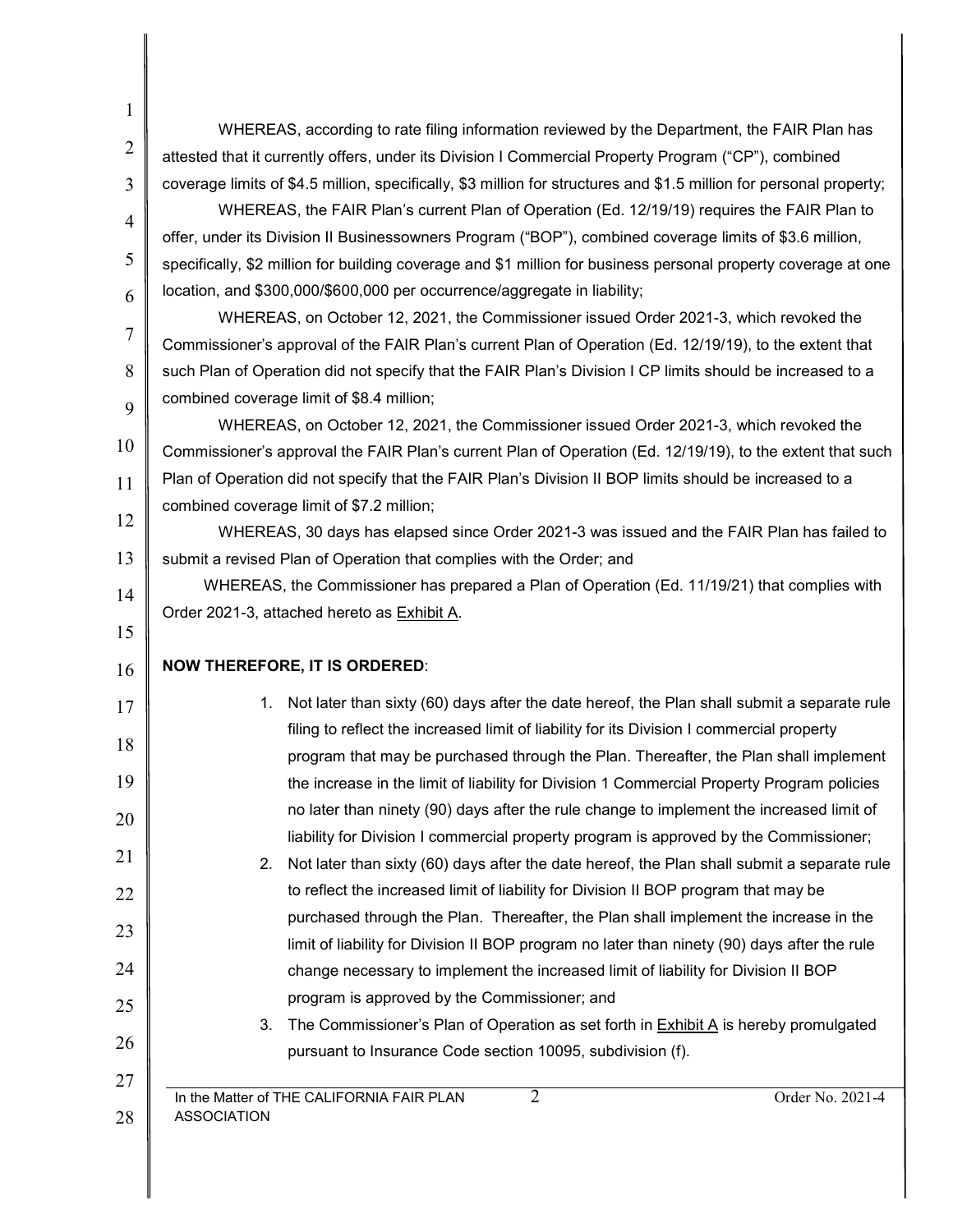WHEREAS, according to rate filing information reviewed by the Department, the FAIR Plan has attested that it currently offers, under its Division I Commercial Property Program ("CP"), combined coverage limits of $4.5 million, specifically, $3 million for structures and $1.5 million for personal property;

WHEREAS, the FAIR Plan's current Plan of Operation (Ed. 12/19/19) requires the FAIR Plan to offer, under its Division II Businessowners Program ("BOP"), combined coverage limits of $3.6 million, specifically, $2 million for building coverage and $1 million for business personal property coverage at one location, and $300,000/$600,000 per occurrence/aggregate in liability;

WHEREAS, on October 12, 2021, the Commissioner issued Order 2021-3, which revoked the Commissioner's approval of the FAIR Plan's current Plan of Operation (Ed. 12/19/19), to the extent that such Plan of Operation did not specify that the FAIR Plan's Division I CP limits should be increased to a combined coverage limit of $8.4 million;

WHEREAS, on October 12, 2021, the Commissioner issued Order 2021-3, which revoked the Commissioner's approval the FAIR Plan's current Plan of Operation (Ed. 12/19/19), to the extent that such Plan of Operation did not specify that the FAIR Plan's Division II BOP limits should be increased to a combined coverage limit of $7.2 million;

WHEREAS, 30 days has elapsed since Order 2021-3 was issued and the FAIR Plan has failed to submit a revised Plan of Operation that complies with the Order; and

WHEREAS, the Commissioner has prepared a Plan of Operation (Ed. 11/19/21) that complies with Order 2021-3, attached hereto as Exhibit A.

**NOW THEREFORE, IT IS ORDERED**:

1. Not later than sixty (60) days after the date hereof, the Plan shall submit a separate rule filing to reflect the increased limit of liability for its Division I commercial property program that may be purchased through the Plan. Thereafter, the Plan shall implement the increase in the limit of liability for Division 1 Commercial Property Program policies no later than ninety (90) days after the rule change to implement the increased limit of liability for Division I commercial property program is approved by the Commissioner;
2. Not later than sixty (60) days after the date hereof, the Plan shall submit a separate rule to reflect the increased limit of liability for Division II BOP program that may be purchased through the Plan. Thereafter, the Plan shall implement the increase in the limit of liability for Division II BOP program no later than ninety (90) days after the rule change necessary to implement the increased limit of liability for Division II BOP program is approved by the Commissioner; and
3. The Commissioner's Plan of Operation as set forth in Exhibit A is hereby promulgated pursuant to Insurance Code section 10095, subdivision (f).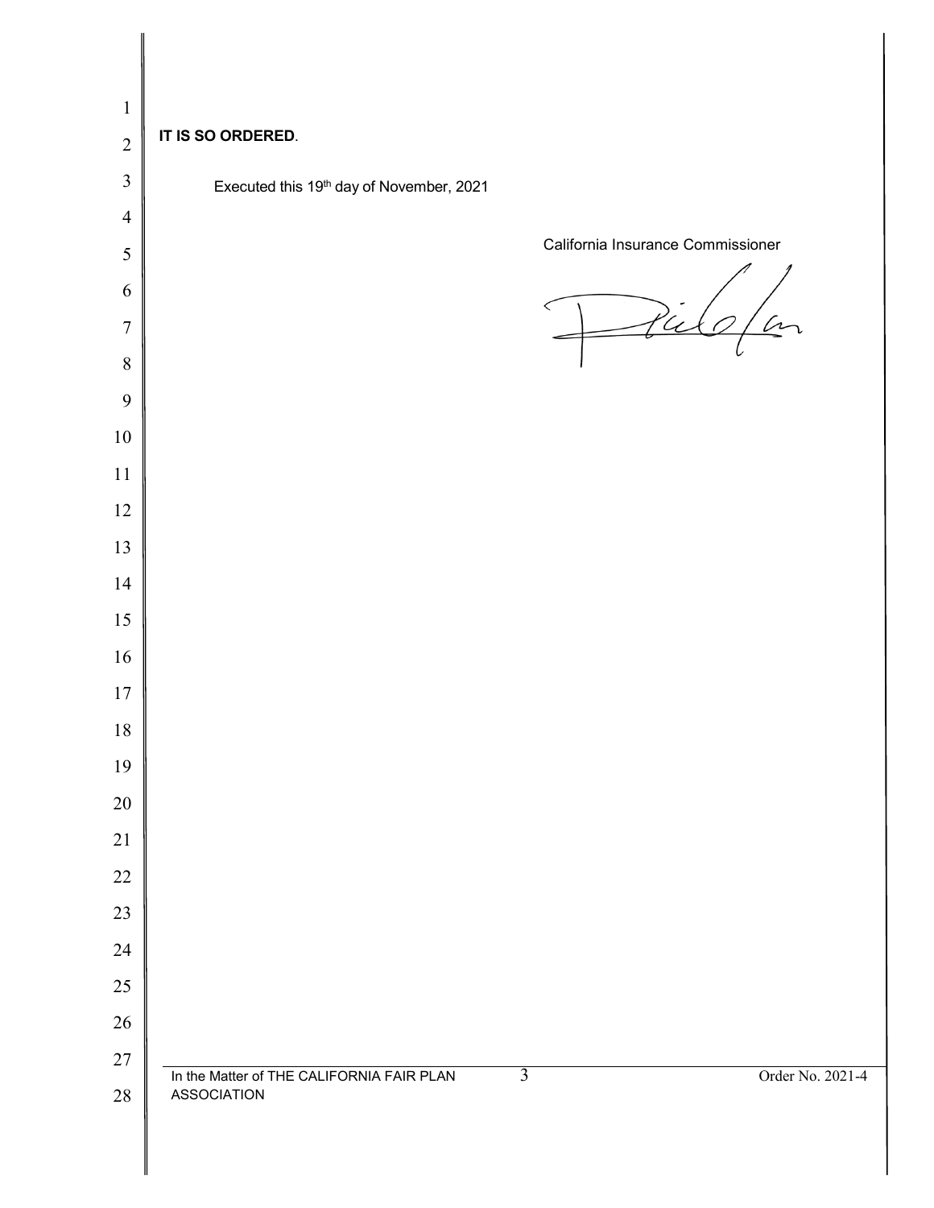**IT IS SO ORDERED**.

Executed this 19th day of November, 2021

California Insurance Commissioner

In the Matter of THE CALIFORNIA FAIR PLAN ASSOCIATION

Order No. 2021-4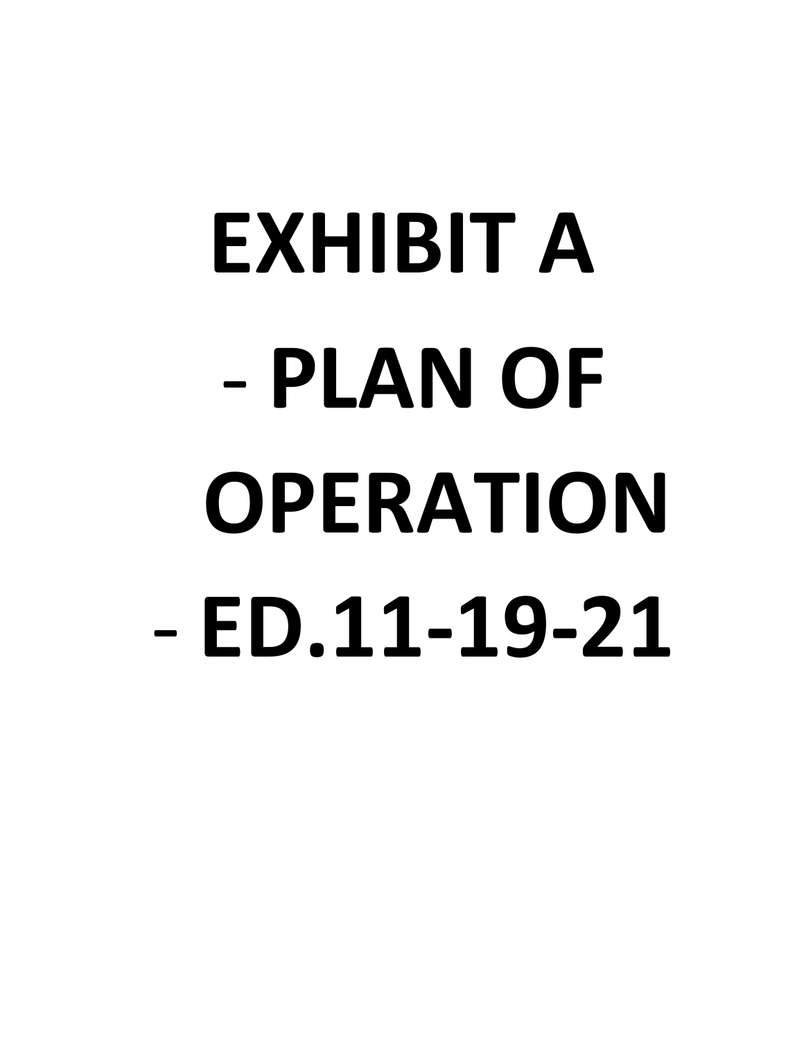# EXHIBIT A

# - PLAN OF OPERATION

# - ED.11-19-21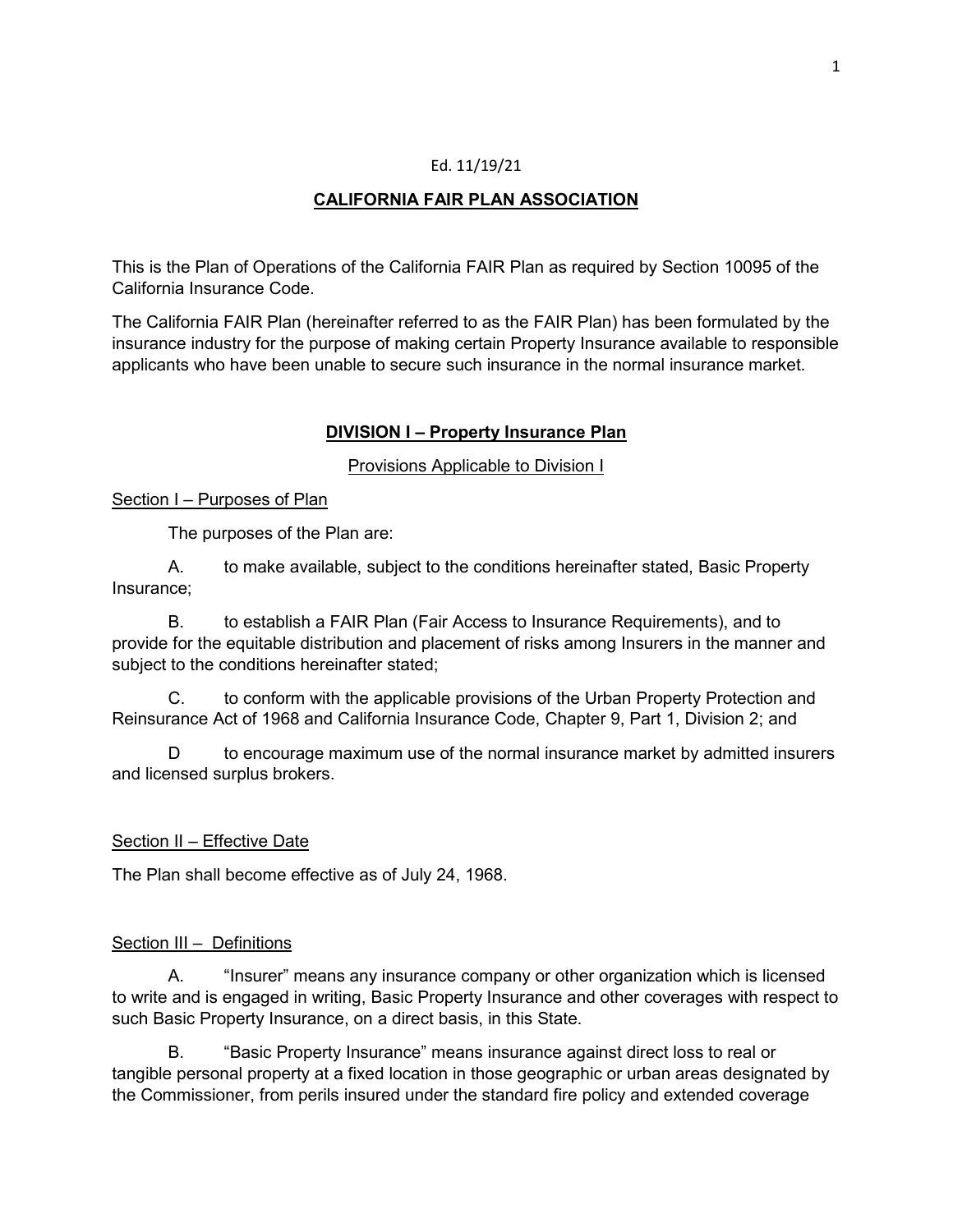Ed. 11/19/21

# CALIFORNIA FAIR PLAN ASSOCIATION

This is the Plan of Operations of the California FAIR Plan as required by Section 10095 of the California Insurance Code.

The California FAIR Plan (hereinafter referred to as the FAIR Plan) has been formulated by the insurance industry for the purpose of making certain Property Insurance available to responsible applicants who have been unable to secure such insurance in the normal insurance market.

## DIVISION I – Property Insurance Plan

### Provisions Applicable to Division I

#### Section I – Purposes of Plan

The purposes of the Plan are:

A. to make available, subject to the conditions hereinafter stated, Basic Property Insurance;

B. to establish a FAIR Plan (Fair Access to Insurance Requirements), and to provide for the equitable distribution and placement of risks among Insurers in the manner and subject to the conditions hereinafter stated;

C. to conform with the applicable provisions of the Urban Property Protection and Reinsurance Act of 1968 and California Insurance Code, Chapter 9, Part 1, Division 2; and

D to encourage maximum use of the normal insurance market by admitted insurers and licensed surplus brokers.

#### Section II – Effective Date

The Plan shall become effective as of July 24, 1968.

#### Section III – Definitions

A. "Insurer" means any insurance company or other organization which is licensed to write and is engaged in writing, Basic Property Insurance and other coverages with respect to such Basic Property Insurance, on a direct basis, in this State.

B. "Basic Property Insurance" means insurance against direct loss to real or tangible personal property at a fixed location in those geographic or urban areas designated by the Commissioner, from perils insured under the standard fire policy and extended coverage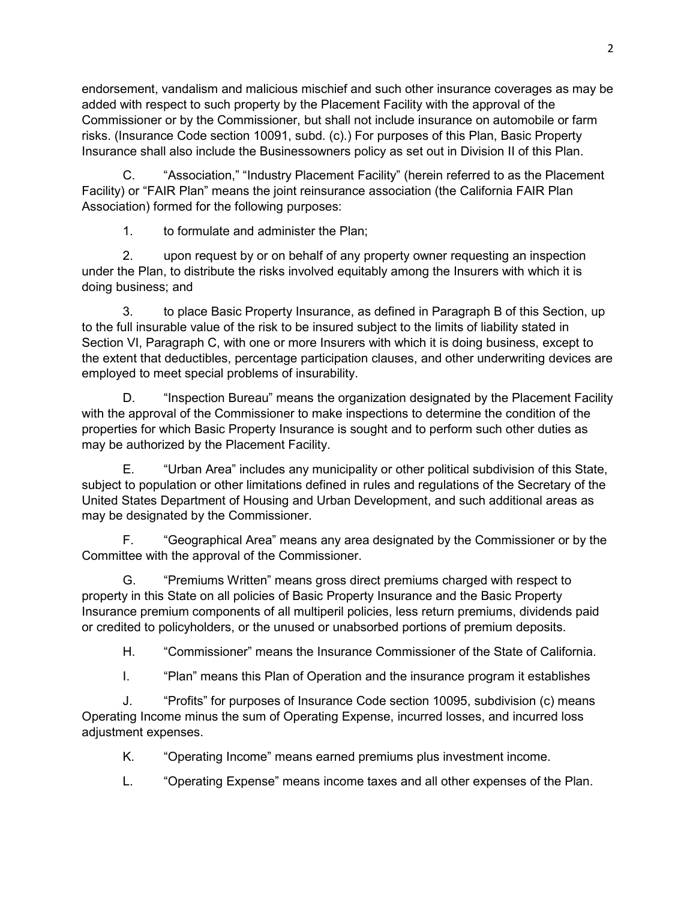endorsement, vandalism and malicious mischief and such other insurance coverages as may be added with respect to such property by the Placement Facility with the approval of the Commissioner or by the Commissioner, but shall not include insurance on automobile or farm risks. (Insurance Code section 10091, subd. (c).) For purposes of this Plan, Basic Property Insurance shall also include the Businessowners policy as set out in Division II of this Plan.

C. "Association," "Industry Placement Facility" (herein referred to as the Placement Facility) or "FAIR Plan" means the joint reinsurance association (the California FAIR Plan Association) formed for the following purposes:

1. to formulate and administer the Plan;

2. upon request by or on behalf of any property owner requesting an inspection under the Plan, to distribute the risks involved equitably among the Insurers with which it is doing business; and

3. to place Basic Property Insurance, as defined in Paragraph B of this Section, up to the full insurable value of the risk to be insured subject to the limits of liability stated in Section VI, Paragraph C, with one or more Insurers with which it is doing business, except to the extent that deductibles, percentage participation clauses, and other underwriting devices are employed to meet special problems of insurability.

D. "Inspection Bureau" means the organization designated by the Placement Facility with the approval of the Commissioner to make inspections to determine the condition of the properties for which Basic Property Insurance is sought and to perform such other duties as may be authorized by the Placement Facility.

E. "Urban Area" includes any municipality or other political subdivision of this State, subject to population or other limitations defined in rules and regulations of the Secretary of the United States Department of Housing and Urban Development, and such additional areas as may be designated by the Commissioner.

F. "Geographical Area" means any area designated by the Commissioner or by the Committee with the approval of the Commissioner.

G. "Premiums Written" means gross direct premiums charged with respect to property in this State on all policies of Basic Property Insurance and the Basic Property Insurance premium components of all multiperil policies, less return premiums, dividends paid or credited to policyholders, or the unused or unabsorbed portions of premium deposits.

H. "Commissioner" means the Insurance Commissioner of the State of California.

I. "Plan" means this Plan of Operation and the insurance program it establishes

J. "Profits" for purposes of Insurance Code section 10095, subdivision (c) means Operating Income minus the sum of Operating Expense, incurred losses, and incurred loss adjustment expenses.

K. "Operating Income" means earned premiums plus investment income.

L. "Operating Expense" means income taxes and all other expenses of the Plan.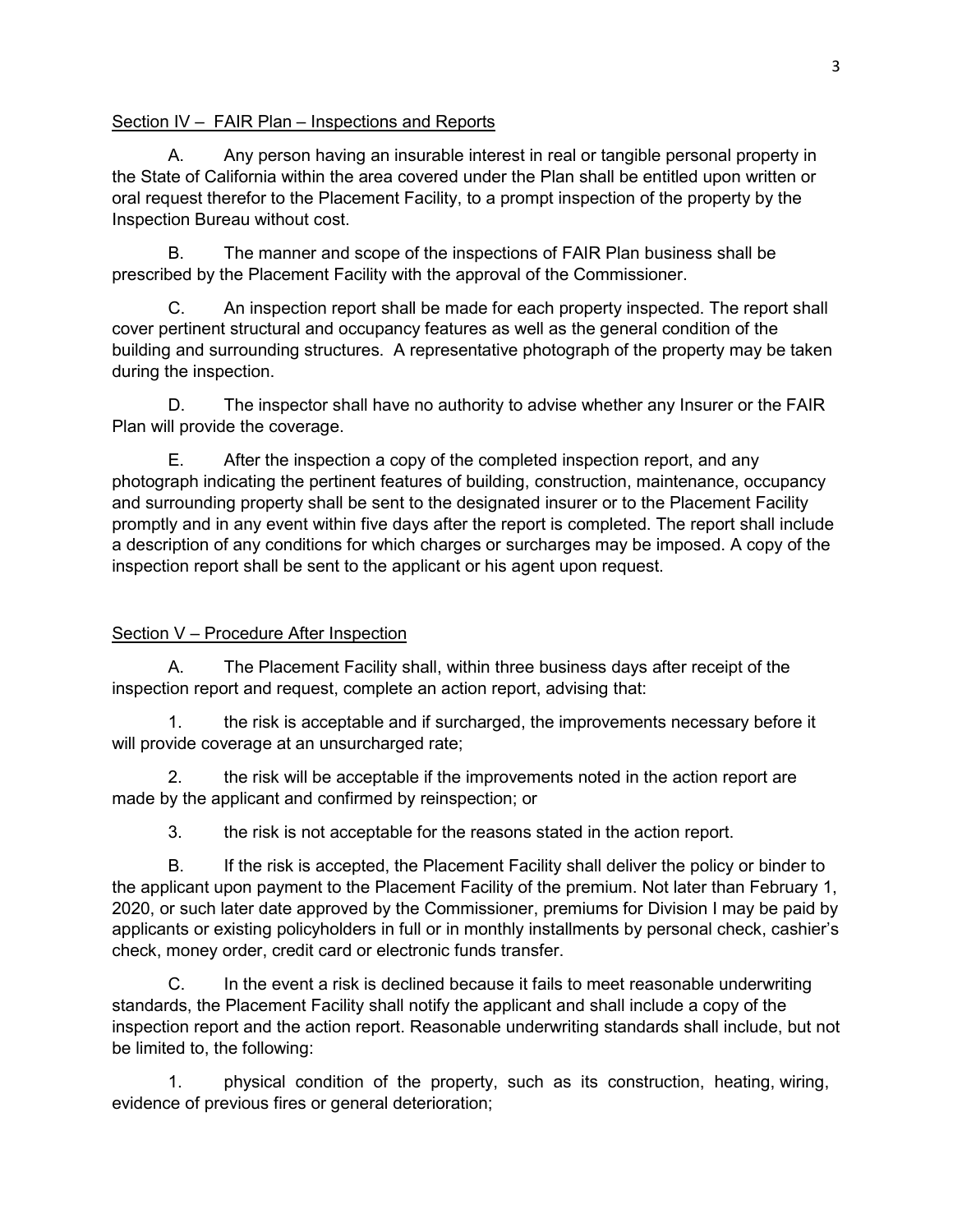## Section IV – FAIR Plan – Inspections and Reports

A. Any person having an insurable interest in real or tangible personal property in the State of California within the area covered under the Plan shall be entitled upon written or oral request therefor to the Placement Facility, to a prompt inspection of the property by the Inspection Bureau without cost.

B. The manner and scope of the inspections of FAIR Plan business shall be prescribed by the Placement Facility with the approval of the Commissioner.

C. An inspection report shall be made for each property inspected. The report shall cover pertinent structural and occupancy features as well as the general condition of the building and surrounding structures. A representative photograph of the property may be taken during the inspection.

D. The inspector shall have no authority to advise whether any Insurer or the FAIR Plan will provide the coverage.

E. After the inspection a copy of the completed inspection report, and any photograph indicating the pertinent features of building, construction, maintenance, occupancy and surrounding property shall be sent to the designated insurer or to the Placement Facility promptly and in any event within five days after the report is completed. The report shall include a description of any conditions for which charges or surcharges may be imposed. A copy of the inspection report shall be sent to the applicant or his agent upon request.

## Section V – Procedure After Inspection

A. The Placement Facility shall, within three business days after receipt of the inspection report and request, complete an action report, advising that:

1. the risk is acceptable and if surcharged, the improvements necessary before it will provide coverage at an unsurcharged rate;

2. the risk will be acceptable if the improvements noted in the action report are made by the applicant and confirmed by reinspection; or

3. the risk is not acceptable for the reasons stated in the action report.

B. If the risk is accepted, the Placement Facility shall deliver the policy or binder to the applicant upon payment to the Placement Facility of the premium. Not later than February 1, 2020, or such later date approved by the Commissioner, premiums for Division I may be paid by applicants or existing policyholders in full or in monthly installments by personal check, cashier's check, money order, credit card or electronic funds transfer.

C. In the event a risk is declined because it fails to meet reasonable underwriting standards, the Placement Facility shall notify the applicant and shall include a copy of the inspection report and the action report. Reasonable underwriting standards shall include, but not be limited to, the following:

1. physical condition of the property, such as its construction, heating, wiring, evidence of previous fires or general deterioration;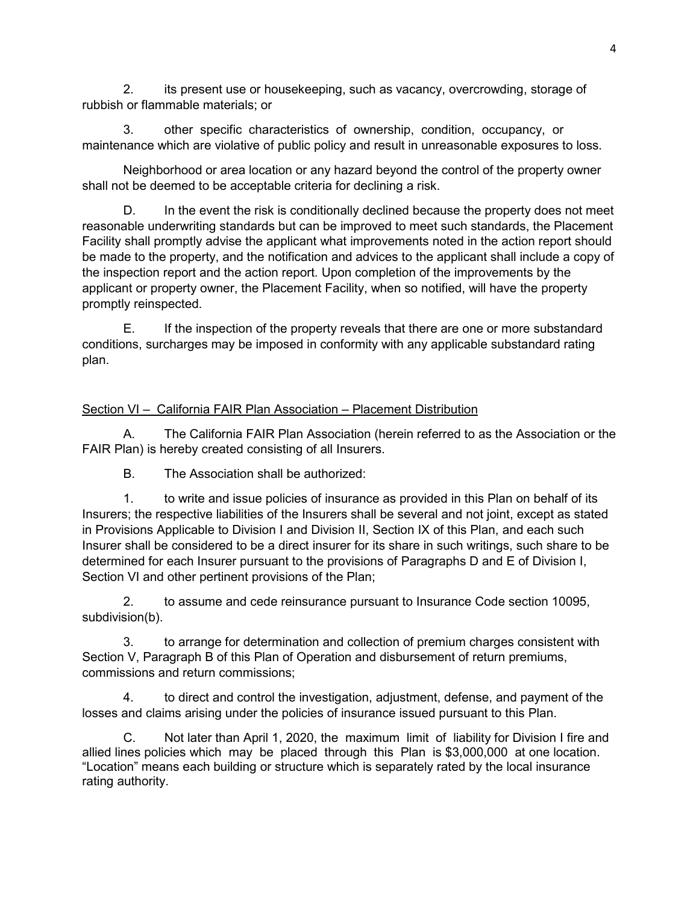2. its present use or housekeeping, such as vacancy, overcrowding, storage of rubbish or flammable materials; or

3. other specific characteristics of ownership, condition, occupancy, or maintenance which are violative of public policy and result in unreasonable exposures to loss.

Neighborhood or area location or any hazard beyond the control of the property owner shall not be deemed to be acceptable criteria for declining a risk.

D. In the event the risk is conditionally declined because the property does not meet reasonable underwriting standards but can be improved to meet such standards, the Placement Facility shall promptly advise the applicant what improvements noted in the action report should be made to the property, and the notification and advices to the applicant shall include a copy of the inspection report and the action report. Upon completion of the improvements by the applicant or property owner, the Placement Facility, when so notified, will have the property promptly reinspected.

E. If the inspection of the property reveals that there are one or more substandard conditions, surcharges may be imposed in conformity with any applicable substandard rating plan.

Section VI – California FAIR Plan Association – Placement Distribution

A. The California FAIR Plan Association (herein referred to as the Association or the FAIR Plan) is hereby created consisting of all Insurers.

B. The Association shall be authorized:

1. to write and issue policies of insurance as provided in this Plan on behalf of its Insurers; the respective liabilities of the Insurers shall be several and not joint, except as stated in Provisions Applicable to Division I and Division II, Section IX of this Plan, and each such Insurer shall be considered to be a direct insurer for its share in such writings, such share to be determined for each Insurer pursuant to the provisions of Paragraphs D and E of Division I, Section VI and other pertinent provisions of the Plan;

2. to assume and cede reinsurance pursuant to Insurance Code section 10095, subdivision(b).

3. to arrange for determination and collection of premium charges consistent with Section V, Paragraph B of this Plan of Operation and disbursement of return premiums, commissions and return commissions;

4. to direct and control the investigation, adjustment, defense, and payment of the losses and claims arising under the policies of insurance issued pursuant to this Plan.

C. Not later than April 1, 2020, the maximum limit of liability for Division I fire and allied lines policies which may be placed through this Plan is $3,000,000 at one location. "Location" means each building or structure which is separately rated by the local insurance rating authority.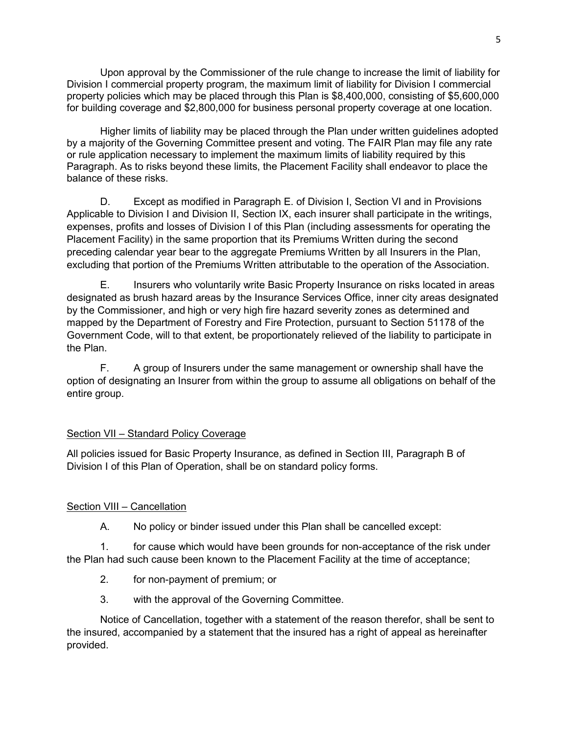Upon approval by the Commissioner of the rule change to increase the limit of liability for Division I commercial property program, the maximum limit of liability for Division I commercial property policies which may be placed through this Plan is \$8,400,000, consisting of \$5,600,000 for building coverage and \$2,800,000 for business personal property coverage at one location.

Higher limits of liability may be placed through the Plan under written guidelines adopted by a majority of the Governing Committee present and voting. The FAIR Plan may file any rate or rule application necessary to implement the maximum limits of liability required by this Paragraph. As to risks beyond these limits, the Placement Facility shall endeavor to place the balance of these risks.

D. Except as modified in Paragraph E. of Division I, Section VI and in Provisions Applicable to Division I and Division II, Section IX, each insurer shall participate in the writings, expenses, profits and losses of Division I of this Plan (including assessments for operating the Placement Facility) in the same proportion that its Premiums Written during the second preceding calendar year bear to the aggregate Premiums Written by all Insurers in the Plan, excluding that portion of the Premiums Written attributable to the operation of the Association.

E. Insurers who voluntarily write Basic Property Insurance on risks located in areas designated as brush hazard areas by the Insurance Services Office, inner city areas designated by the Commissioner, and high or very high fire hazard severity zones as determined and mapped by the Department of Forestry and Fire Protection, pursuant to Section 51178 of the Government Code, will to that extent, be proportionately relieved of the liability to participate in the Plan.

F. A group of Insurers under the same management or ownership shall have the option of designating an Insurer from within the group to assume all obligations on behalf of the entire group.

## Section VII – Standard Policy Coverage

All policies issued for Basic Property Insurance, as defined in Section III, Paragraph B of Division I of this Plan of Operation, shall be on standard policy forms.

## Section VIII – Cancellation

A. No policy or binder issued under this Plan shall be cancelled except:

1. for cause which would have been grounds for non-acceptance of the risk under the Plan had such cause been known to the Placement Facility at the time of acceptance;

2. for non-payment of premium; or

3. with the approval of the Governing Committee.

Notice of Cancellation, together with a statement of the reason therefor, shall be sent to the insured, accompanied by a statement that the insured has a right of appeal as hereinafter provided.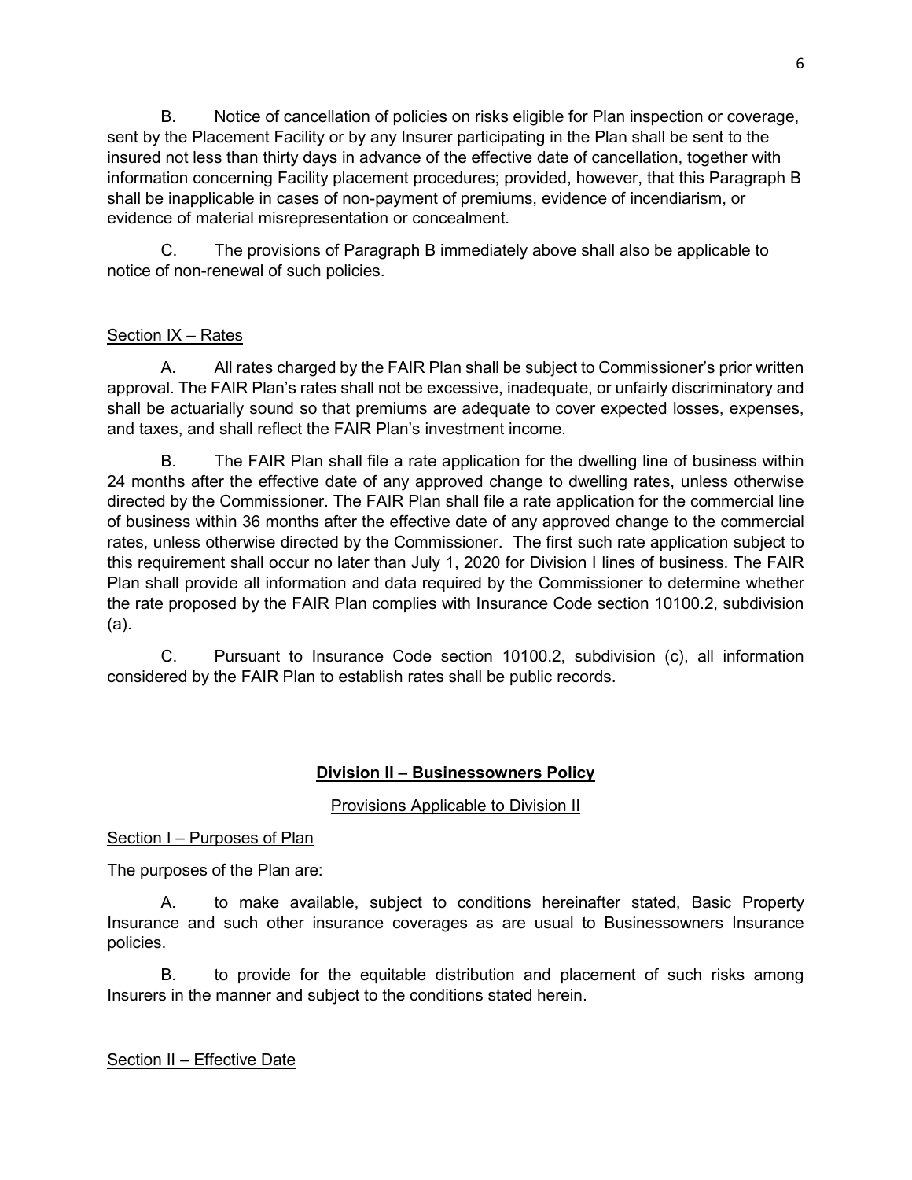B. Notice of cancellation of policies on risks eligible for Plan inspection or coverage, sent by the Placement Facility or by any Insurer participating in the Plan shall be sent to the insured not less than thirty days in advance of the effective date of cancellation, together with information concerning Facility placement procedures; provided, however, that this Paragraph B shall be inapplicable in cases of non-payment of premiums, evidence of incendiarism, or evidence of material misrepresentation or concealment.

C. The provisions of Paragraph B immediately above shall also be applicable to notice of non-renewal of such policies.

Section IX – Rates

A. All rates charged by the FAIR Plan shall be subject to Commissioner's prior written approval. The FAIR Plan's rates shall not be excessive, inadequate, or unfairly discriminatory and shall be actuarially sound so that premiums are adequate to cover expected losses, expenses, and taxes, and shall reflect the FAIR Plan's investment income.

B. The FAIR Plan shall file a rate application for the dwelling line of business within 24 months after the effective date of any approved change to dwelling rates, unless otherwise directed by the Commissioner. The FAIR Plan shall file a rate application for the commercial line of business within 36 months after the effective date of any approved change to the commercial rates, unless otherwise directed by the Commissioner. The first such rate application subject to this requirement shall occur no later than July 1, 2020 for Division I lines of business. The FAIR Plan shall provide all information and data required by the Commissioner to determine whether the rate proposed by the FAIR Plan complies with Insurance Code section 10100.2, subdivision (a).

C. Pursuant to Insurance Code section 10100.2, subdivision (c), all information considered by the FAIR Plan to establish rates shall be public records.

## Division II – Businessowners Policy

Provisions Applicable to Division II

Section I – Purposes of Plan

The purposes of the Plan are:

A. to make available, subject to conditions hereinafter stated, Basic Property Insurance and such other insurance coverages as are usual to Businessowners Insurance policies.

B. to provide for the equitable distribution and placement of such risks among Insurers in the manner and subject to the conditions stated herein.

Section II – Effective Date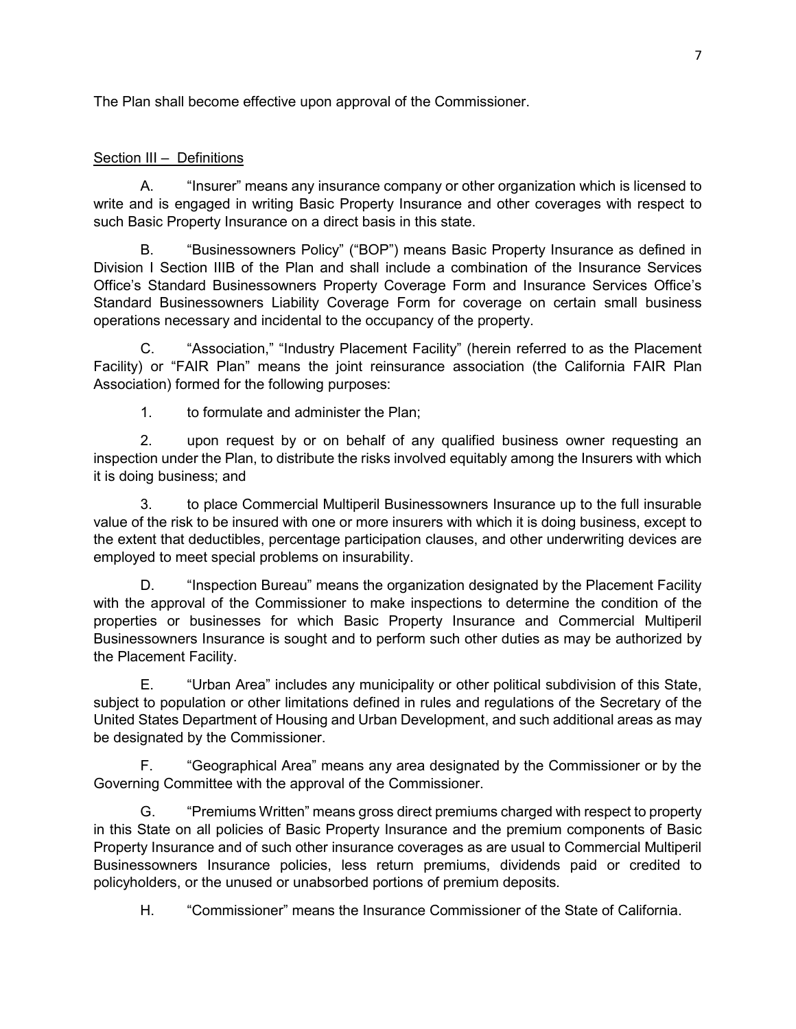The Plan shall become effective upon approval of the Commissioner.

## Section III – Definitions

A. "Insurer" means any insurance company or other organization which is licensed to write and is engaged in writing Basic Property Insurance and other coverages with respect to such Basic Property Insurance on a direct basis in this state.

B. "Businessowners Policy" ("BOP") means Basic Property Insurance as defined in Division I Section IIIB of the Plan and shall include a combination of the Insurance Services Office's Standard Businessowners Property Coverage Form and Insurance Services Office's Standard Businessowners Liability Coverage Form for coverage on certain small business operations necessary and incidental to the occupancy of the property.

C. "Association," "Industry Placement Facility" (herein referred to as the Placement Facility) or "FAIR Plan" means the joint reinsurance association (the California FAIR Plan Association) formed for the following purposes:

1. to formulate and administer the Plan;

2. upon request by or on behalf of any qualified business owner requesting an inspection under the Plan, to distribute the risks involved equitably among the Insurers with which it is doing business; and

3. to place Commercial Multiperil Businessowners Insurance up to the full insurable value of the risk to be insured with one or more insurers with which it is doing business, except to the extent that deductibles, percentage participation clauses, and other underwriting devices are employed to meet special problems on insurability.

D. "Inspection Bureau" means the organization designated by the Placement Facility with the approval of the Commissioner to make inspections to determine the condition of the properties or businesses for which Basic Property Insurance and Commercial Multiperil Businessowners Insurance is sought and to perform such other duties as may be authorized by the Placement Facility.

E. "Urban Area" includes any municipality or other political subdivision of this State, subject to population or other limitations defined in rules and regulations of the Secretary of the United States Department of Housing and Urban Development, and such additional areas as may be designated by the Commissioner.

F. "Geographical Area" means any area designated by the Commissioner or by the Governing Committee with the approval of the Commissioner.

G. "Premiums Written" means gross direct premiums charged with respect to property in this State on all policies of Basic Property Insurance and the premium components of Basic Property Insurance and of such other insurance coverages as are usual to Commercial Multiperil Businessowners Insurance policies, less return premiums, dividends paid or credited to policyholders, or the unused or unabsorbed portions of premium deposits.

H. "Commissioner" means the Insurance Commissioner of the State of California.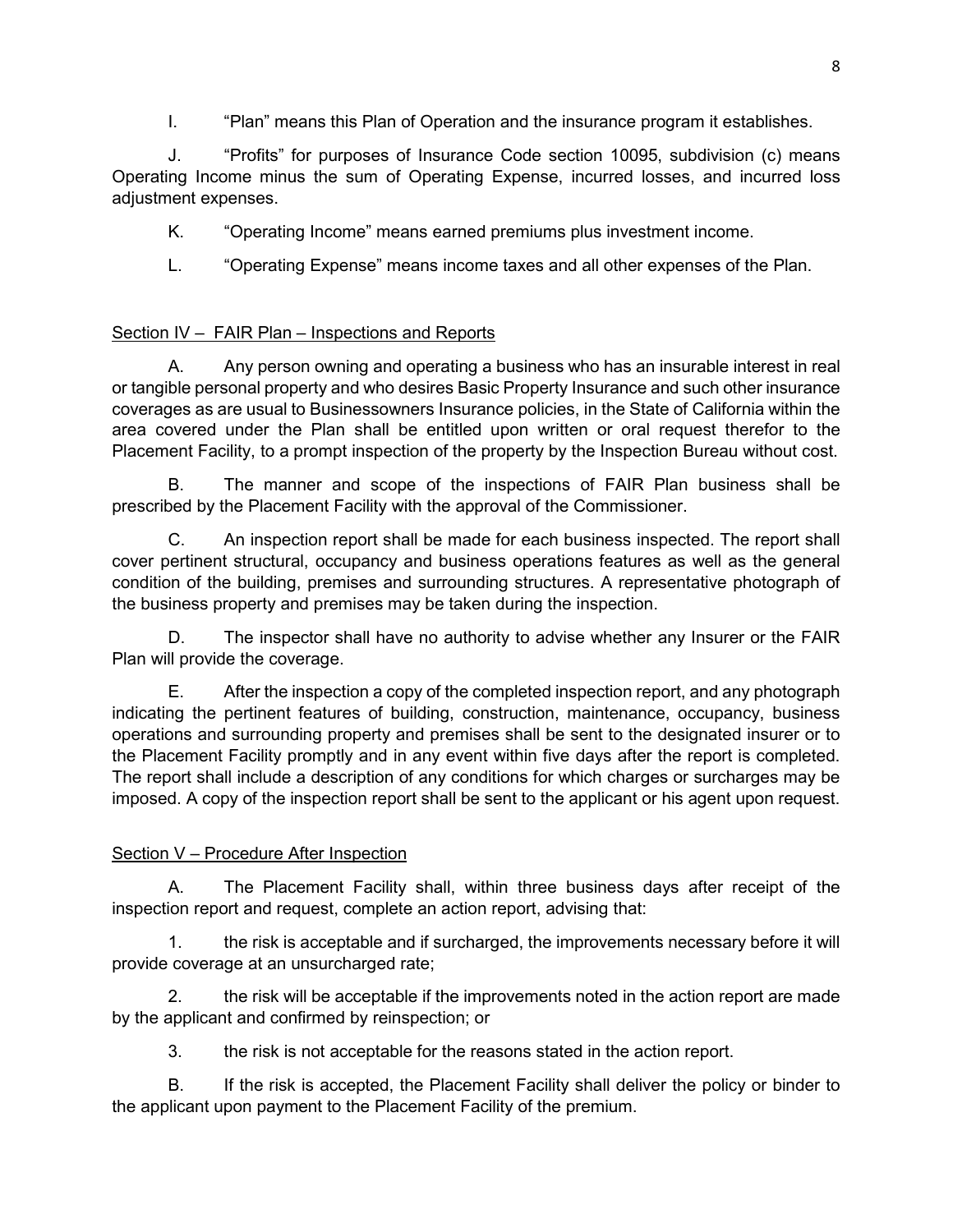I. “Plan” means this Plan of Operation and the insurance program it establishes.

J. “Profits” for purposes of Insurance Code section 10095, subdivision (c) means Operating Income minus the sum of Operating Expense, incurred losses, and incurred loss adjustment expenses.

K. “Operating Income” means earned premiums plus investment income.

L. “Operating Expense” means income taxes and all other expenses of the Plan.

## Section IV – FAIR Plan – Inspections and Reports

A. Any person owning and operating a business who has an insurable interest in real or tangible personal property and who desires Basic Property Insurance and such other insurance coverages as are usual to Businessowners Insurance policies, in the State of California within the area covered under the Plan shall be entitled upon written or oral request therefor to the Placement Facility, to a prompt inspection of the property by the Inspection Bureau without cost.

B. The manner and scope of the inspections of FAIR Plan business shall be prescribed by the Placement Facility with the approval of the Commissioner.

C. An inspection report shall be made for each business inspected. The report shall cover pertinent structural, occupancy and business operations features as well as the general condition of the building, premises and surrounding structures. A representative photograph of the business property and premises may be taken during the inspection.

D. The inspector shall have no authority to advise whether any Insurer or the FAIR Plan will provide the coverage.

E. After the inspection a copy of the completed inspection report, and any photograph indicating the pertinent features of building, construction, maintenance, occupancy, business operations and surrounding property and premises shall be sent to the designated insurer or to the Placement Facility promptly and in any event within five days after the report is completed. The report shall include a description of any conditions for which charges or surcharges may be imposed. A copy of the inspection report shall be sent to the applicant or his agent upon request.

## Section V – Procedure After Inspection

A. The Placement Facility shall, within three business days after receipt of the inspection report and request, complete an action report, advising that:

1. the risk is acceptable and if surcharged, the improvements necessary before it will provide coverage at an unsurcharged rate;

2. the risk will be acceptable if the improvements noted in the action report are made by the applicant and confirmed by reinspection; or

3. the risk is not acceptable for the reasons stated in the action report.

B. If the risk is accepted, the Placement Facility shall deliver the policy or binder to the applicant upon payment to the Placement Facility of the premium.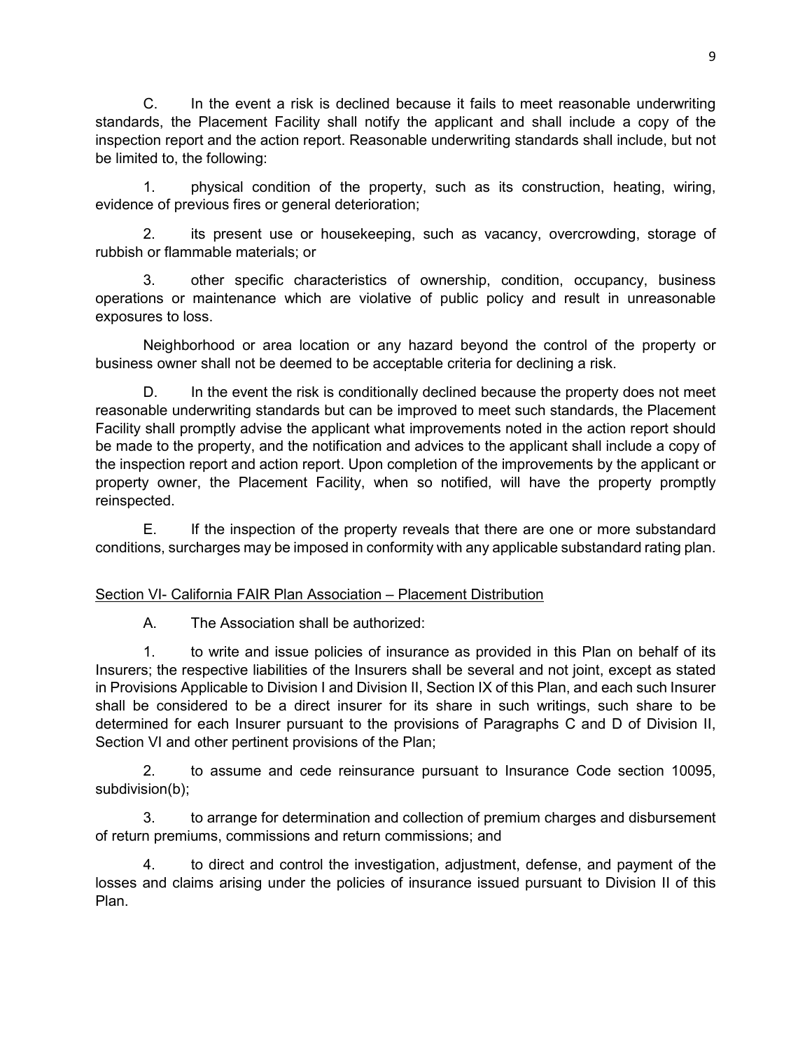C. In the event a risk is declined because it fails to meet reasonable underwriting standards, the Placement Facility shall notify the applicant and shall include a copy of the inspection report and the action report. Reasonable underwriting standards shall include, but not be limited to, the following:

1. physical condition of the property, such as its construction, heating, wiring, evidence of previous fires or general deterioration;

2. its present use or housekeeping, such as vacancy, overcrowding, storage of rubbish or flammable materials; or

3. other specific characteristics of ownership, condition, occupancy, business operations or maintenance which are violative of public policy and result in unreasonable exposures to loss.

Neighborhood or area location or any hazard beyond the control of the property or business owner shall not be deemed to be acceptable criteria for declining a risk.

D. In the event the risk is conditionally declined because the property does not meet reasonable underwriting standards but can be improved to meet such standards, the Placement Facility shall promptly advise the applicant what improvements noted in the action report should be made to the property, and the notification and advices to the applicant shall include a copy of the inspection report and action report. Upon completion of the improvements by the applicant or property owner, the Placement Facility, when so notified, will have the property promptly reinspected.

E. If the inspection of the property reveals that there are one or more substandard conditions, surcharges may be imposed in conformity with any applicable substandard rating plan.

<u>Section VI- California FAIR Plan Association – Placement Distribution</u>

A. The Association shall be authorized:

1. to write and issue policies of insurance as provided in this Plan on behalf of its Insurers; the respective liabilities of the Insurers shall be several and not joint, except as stated in Provisions Applicable to Division I and Division II, Section IX of this Plan, and each such Insurer shall be considered to be a direct insurer for its share in such writings, such share to be determined for each Insurer pursuant to the provisions of Paragraphs C and D of Division II, Section VI and other pertinent provisions of the Plan;

2. to assume and cede reinsurance pursuant to Insurance Code section 10095, subdivision(b);

3. to arrange for determination and collection of premium charges and disbursement of return premiums, commissions and return commissions; and

4. to direct and control the investigation, adjustment, defense, and payment of the losses and claims arising under the policies of insurance issued pursuant to Division II of this Plan.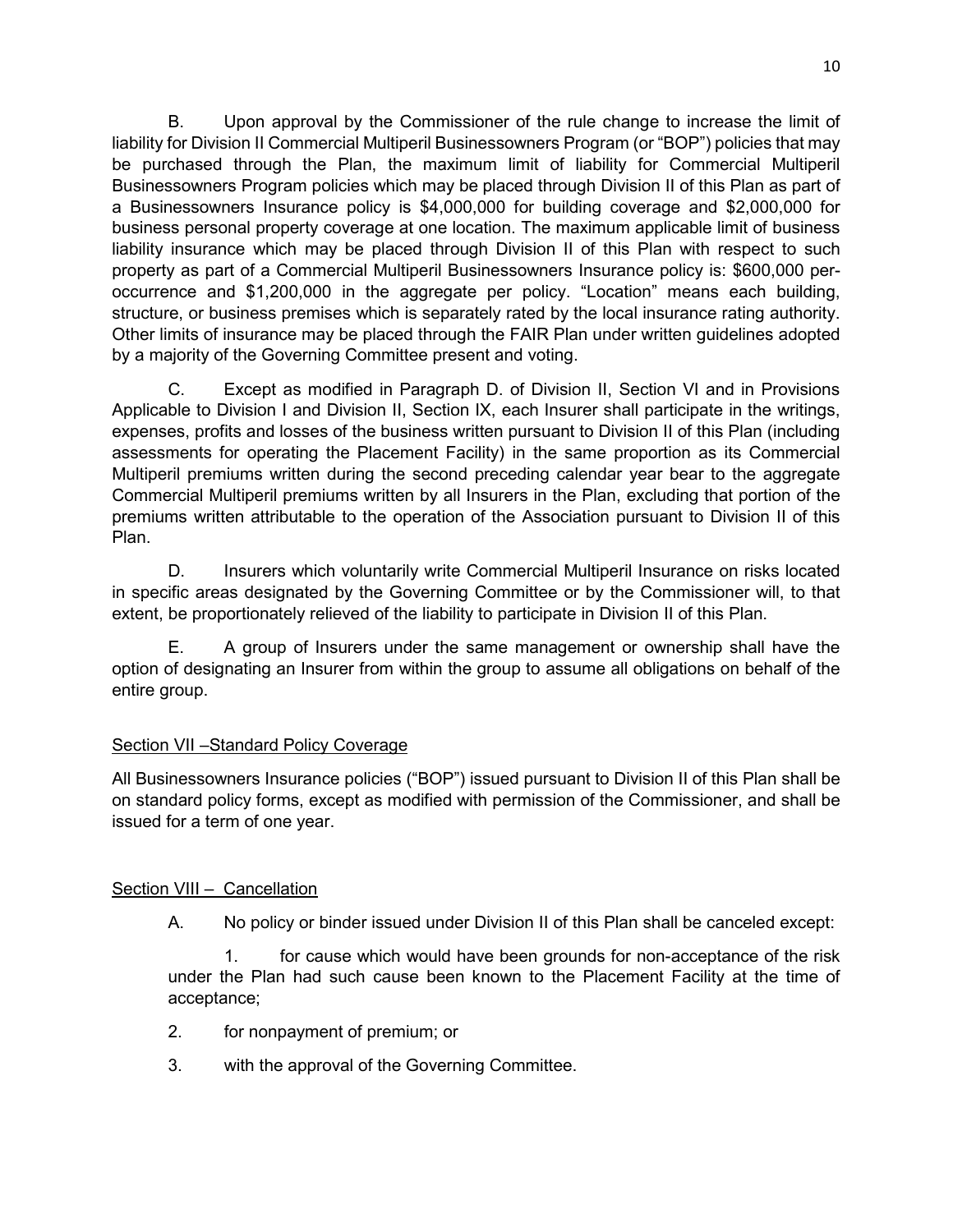B. Upon approval by the Commissioner of the rule change to increase the limit of liability for Division II Commercial Multiperil Businessowners Program (or "BOP") policies that may be purchased through the Plan, the maximum limit of liability for Commercial Multiperil Businessowners Program policies which may be placed through Division II of this Plan as part of a Businessowners Insurance policy is $4,000,000 for building coverage and $2,000,000 for business personal property coverage at one location. The maximum applicable limit of business liability insurance which may be placed through Division II of this Plan with respect to such property as part of a Commercial Multiperil Businessowners Insurance policy is: $600,000 per-occurrence and $1,200,000 in the aggregate per policy. "Location" means each building, structure, or business premises which is separately rated by the local insurance rating authority. Other limits of insurance may be placed through the FAIR Plan under written guidelines adopted by a majority of the Governing Committee present and voting.

C. Except as modified in Paragraph D. of Division II, Section VI and in Provisions Applicable to Division I and Division II, Section IX, each Insurer shall participate in the writings, expenses, profits and losses of the business written pursuant to Division II of this Plan (including assessments for operating the Placement Facility) in the same proportion as its Commercial Multiperil premiums written during the second preceding calendar year bear to the aggregate Commercial Multiperil premiums written by all Insurers in the Plan, excluding that portion of the premiums written attributable to the operation of the Association pursuant to Division II of this Plan.

D. Insurers which voluntarily write Commercial Multiperil Insurance on risks located in specific areas designated by the Governing Committee or by the Commissioner will, to that extent, be proportionately relieved of the liability to participate in Division II of this Plan.

E. A group of Insurers under the same management or ownership shall have the option of designating an Insurer from within the group to assume all obligations on behalf of the entire group.

## Section VII –Standard Policy Coverage

All Businessowners Insurance policies ("BOP") issued pursuant to Division II of this Plan shall be on standard policy forms, except as modified with permission of the Commissioner, and shall be issued for a term of one year.

## Section VIII – Cancellation

A. No policy or binder issued under Division II of this Plan shall be canceled except:

1. for cause which would have been grounds for non-acceptance of the risk under the Plan had such cause been known to the Placement Facility at the time of acceptance;
2. for nonpayment of premium; or
3. with the approval of the Governing Committee.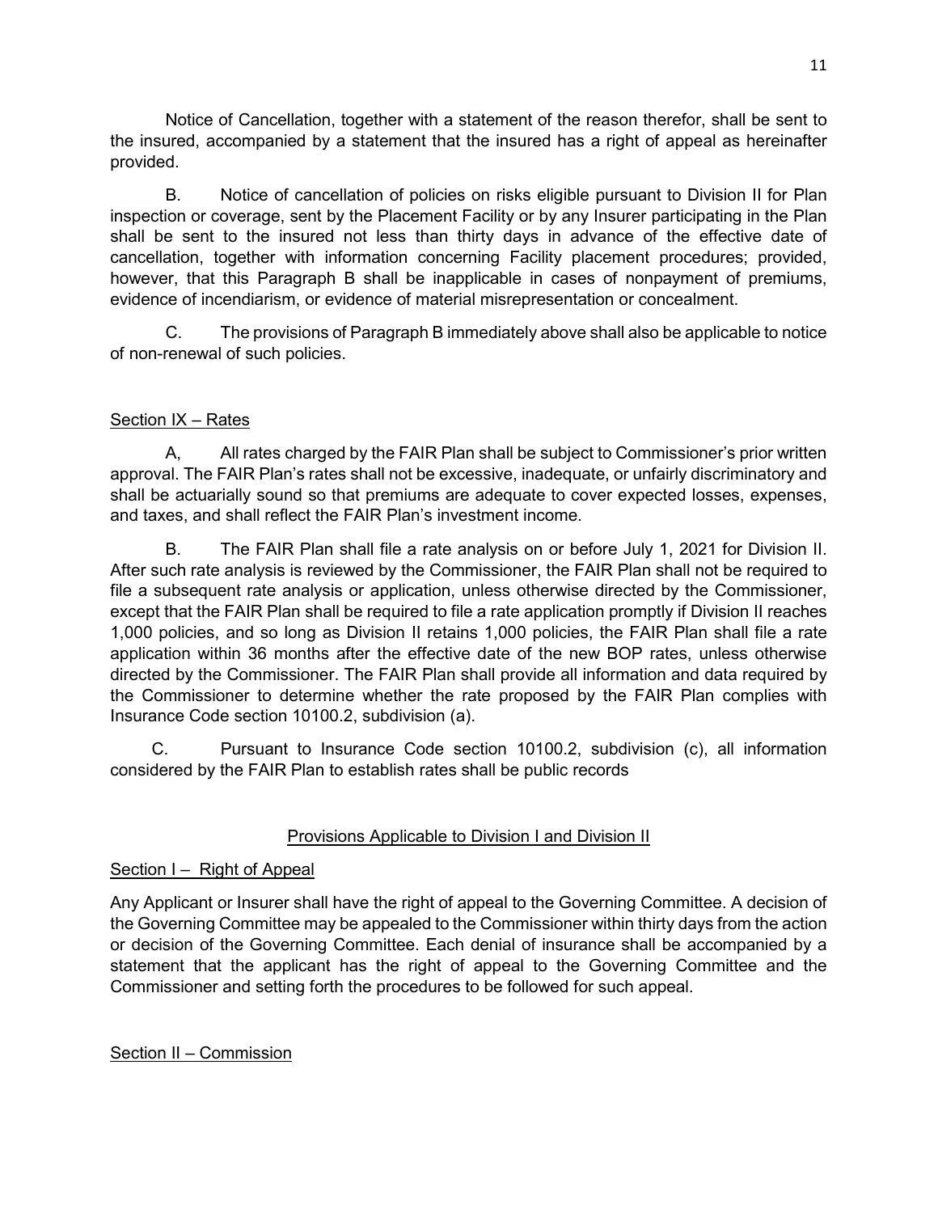Notice of Cancellation, together with a statement of the reason therefor, shall be sent to the insured, accompanied by a statement that the insured has a right of appeal as hereinafter provided.

B. Notice of cancellation of policies on risks eligible pursuant to Division II for Plan inspection or coverage, sent by the Placement Facility or by any Insurer participating in the Plan shall be sent to the insured not less than thirty days in advance of the effective date of cancellation, together with information concerning Facility placement procedures; provided, however, that this Paragraph B shall be inapplicable in cases of nonpayment of premiums, evidence of incendiarism, or evidence of material misrepresentation or concealment.

C. The provisions of Paragraph B immediately above shall also be applicable to notice of non-renewal of such policies.

## Section IX – Rates

A, All rates charged by the FAIR Plan shall be subject to Commissioner's prior written approval. The FAIR Plan's rates shall not be excessive, inadequate, or unfairly discriminatory and shall be actuarially sound so that premiums are adequate to cover expected losses, expenses, and taxes, and shall reflect the FAIR Plan's investment income.

B. The FAIR Plan shall file a rate analysis on or before July 1, 2021 for Division II. After such rate analysis is reviewed by the Commissioner, the FAIR Plan shall not be required to file a subsequent rate analysis or application, unless otherwise directed by the Commissioner, except that the FAIR Plan shall be required to file a rate application promptly if Division II reaches 1,000 policies, and so long as Division II retains 1,000 policies, the FAIR Plan shall file a rate application within 36 months after the effective date of the new BOP rates, unless otherwise directed by the Commissioner. The FAIR Plan shall provide all information and data required by the Commissioner to determine whether the rate proposed by the FAIR Plan complies with Insurance Code section 10100.2, subdivision (a).

C. Pursuant to Insurance Code section 10100.2, subdivision (c), all information considered by the FAIR Plan to establish rates shall be public records

## Provisions Applicable to Division I and Division II

## Section I – Right of Appeal

Any Applicant or Insurer shall have the right of appeal to the Governing Committee. A decision of the Governing Committee may be appealed to the Commissioner within thirty days from the action or decision of the Governing Committee. Each denial of insurance shall be accompanied by a statement that the applicant has the right of appeal to the Governing Committee and the Commissioner and setting forth the procedures to be followed for such appeal.

## Section II – Commission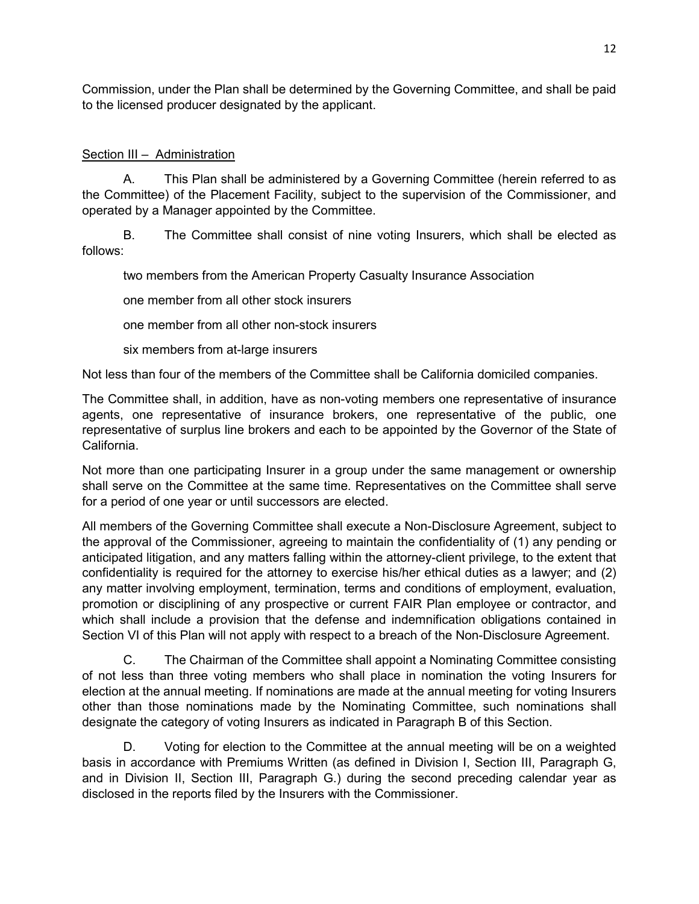Commission, under the Plan shall be determined by the Governing Committee, and shall be paid to the licensed producer designated by the applicant.

## Section III – Administration

A. This Plan shall be administered by a Governing Committee (herein referred to as the Committee) of the Placement Facility, subject to the supervision of the Commissioner, and operated by a Manager appointed by the Committee.

B. The Committee shall consist of nine voting Insurers, which shall be elected as follows:

two members from the American Property Casualty Insurance Association

one member from all other stock insurers

one member from all other non-stock insurers

six members from at-large insurers

Not less than four of the members of the Committee shall be California domiciled companies.

The Committee shall, in addition, have as non-voting members one representative of insurance agents, one representative of insurance brokers, one representative of the public, one representative of surplus line brokers and each to be appointed by the Governor of the State of California.

Not more than one participating Insurer in a group under the same management or ownership shall serve on the Committee at the same time. Representatives on the Committee shall serve for a period of one year or until successors are elected.

All members of the Governing Committee shall execute a Non-Disclosure Agreement, subject to the approval of the Commissioner, agreeing to maintain the confidentiality of (1) any pending or anticipated litigation, and any matters falling within the attorney-client privilege, to the extent that confidentiality is required for the attorney to exercise his/her ethical duties as a lawyer; and (2) any matter involving employment, termination, terms and conditions of employment, evaluation, promotion or disciplining of any prospective or current FAIR Plan employee or contractor, and which shall include a provision that the defense and indemnification obligations contained in Section VI of this Plan will not apply with respect to a breach of the Non-Disclosure Agreement.

C. The Chairman of the Committee shall appoint a Nominating Committee consisting of not less than three voting members who shall place in nomination the voting Insurers for election at the annual meeting. If nominations are made at the annual meeting for voting Insurers other than those nominations made by the Nominating Committee, such nominations shall designate the category of voting Insurers as indicated in Paragraph B of this Section.

D. Voting for election to the Committee at the annual meeting will be on a weighted basis in accordance with Premiums Written (as defined in Division I, Section III, Paragraph G, and in Division II, Section III, Paragraph G.) during the second preceding calendar year as disclosed in the reports filed by the Insurers with the Commissioner.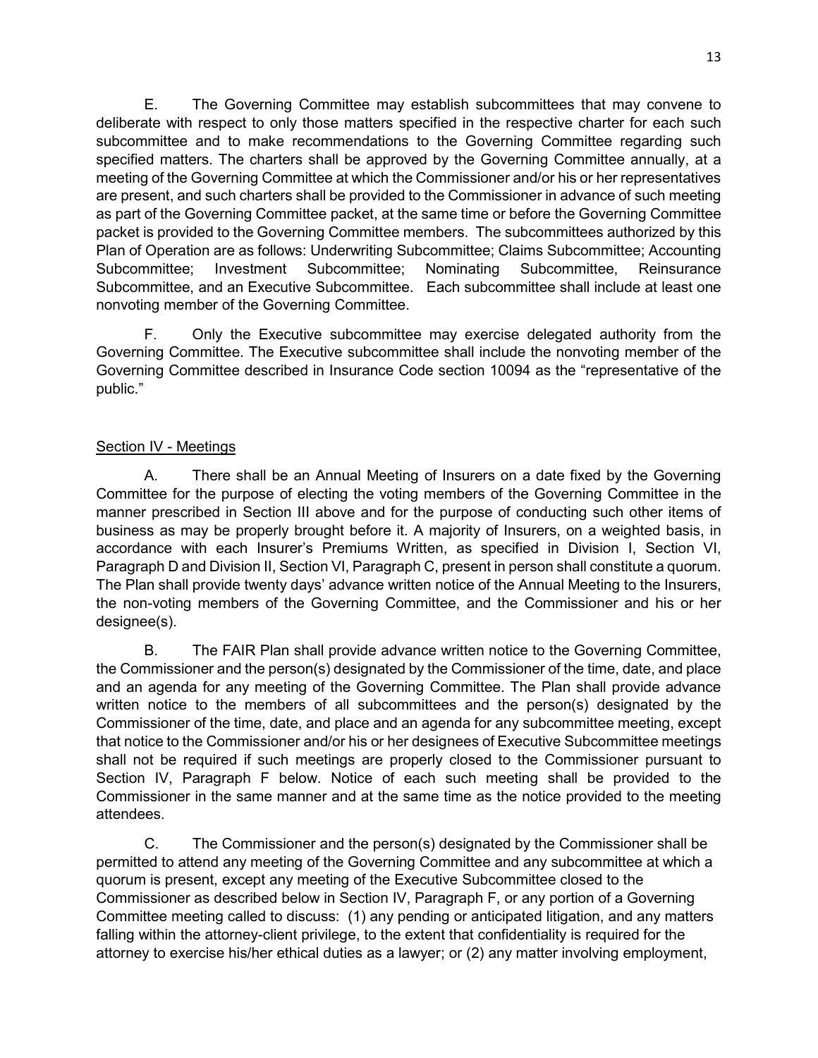E. The Governing Committee may establish subcommittees that may convene to deliberate with respect to only those matters specified in the respective charter for each such subcommittee and to make recommendations to the Governing Committee regarding such specified matters. The charters shall be approved by the Governing Committee annually, at a meeting of the Governing Committee at which the Commissioner and/or his or her representatives are present, and such charters shall be provided to the Commissioner in advance of such meeting as part of the Governing Committee packet, at the same time or before the Governing Committee packet is provided to the Governing Committee members. The subcommittees authorized by this Plan of Operation are as follows: Underwriting Subcommittee; Claims Subcommittee; Accounting Subcommittee; Investment Subcommittee; Nominating Subcommittee, Reinsurance Subcommittee, and an Executive Subcommittee. Each subcommittee shall include at least one nonvoting member of the Governing Committee.

F. Only the Executive subcommittee may exercise delegated authority from the Governing Committee. The Executive subcommittee shall include the nonvoting member of the Governing Committee described in Insurance Code section 10094 as the "representative of the public."

## Section IV - Meetings

A. There shall be an Annual Meeting of Insurers on a date fixed by the Governing Committee for the purpose of electing the voting members of the Governing Committee in the manner prescribed in Section III above and for the purpose of conducting such other items of business as may be properly brought before it. A majority of Insurers, on a weighted basis, in accordance with each Insurer's Premiums Written, as specified in Division I, Section VI, Paragraph D and Division II, Section VI, Paragraph C, present in person shall constitute a quorum. The Plan shall provide twenty days' advance written notice of the Annual Meeting to the Insurers, the non-voting members of the Governing Committee, and the Commissioner and his or her designee(s).

B. The FAIR Plan shall provide advance written notice to the Governing Committee, the Commissioner and the person(s) designated by the Commissioner of the time, date, and place and an agenda for any meeting of the Governing Committee. The Plan shall provide advance written notice to the members of all subcommittees and the person(s) designated by the Commissioner of the time, date, and place and an agenda for any subcommittee meeting, except that notice to the Commissioner and/or his or her designees of Executive Subcommittee meetings shall not be required if such meetings are properly closed to the Commissioner pursuant to Section IV, Paragraph F below. Notice of each such meeting shall be provided to the Commissioner in the same manner and at the same time as the notice provided to the meeting attendees.

C. The Commissioner and the person(s) designated by the Commissioner shall be permitted to attend any meeting of the Governing Committee and any subcommittee at which a quorum is present, except any meeting of the Executive Subcommittee closed to the Commissioner as described below in Section IV, Paragraph F, or any portion of a Governing Committee meeting called to discuss: (1) any pending or anticipated litigation, and any matters falling within the attorney-client privilege, to the extent that confidentiality is required for the attorney to exercise his/her ethical duties as a lawyer; or (2) any matter involving employment,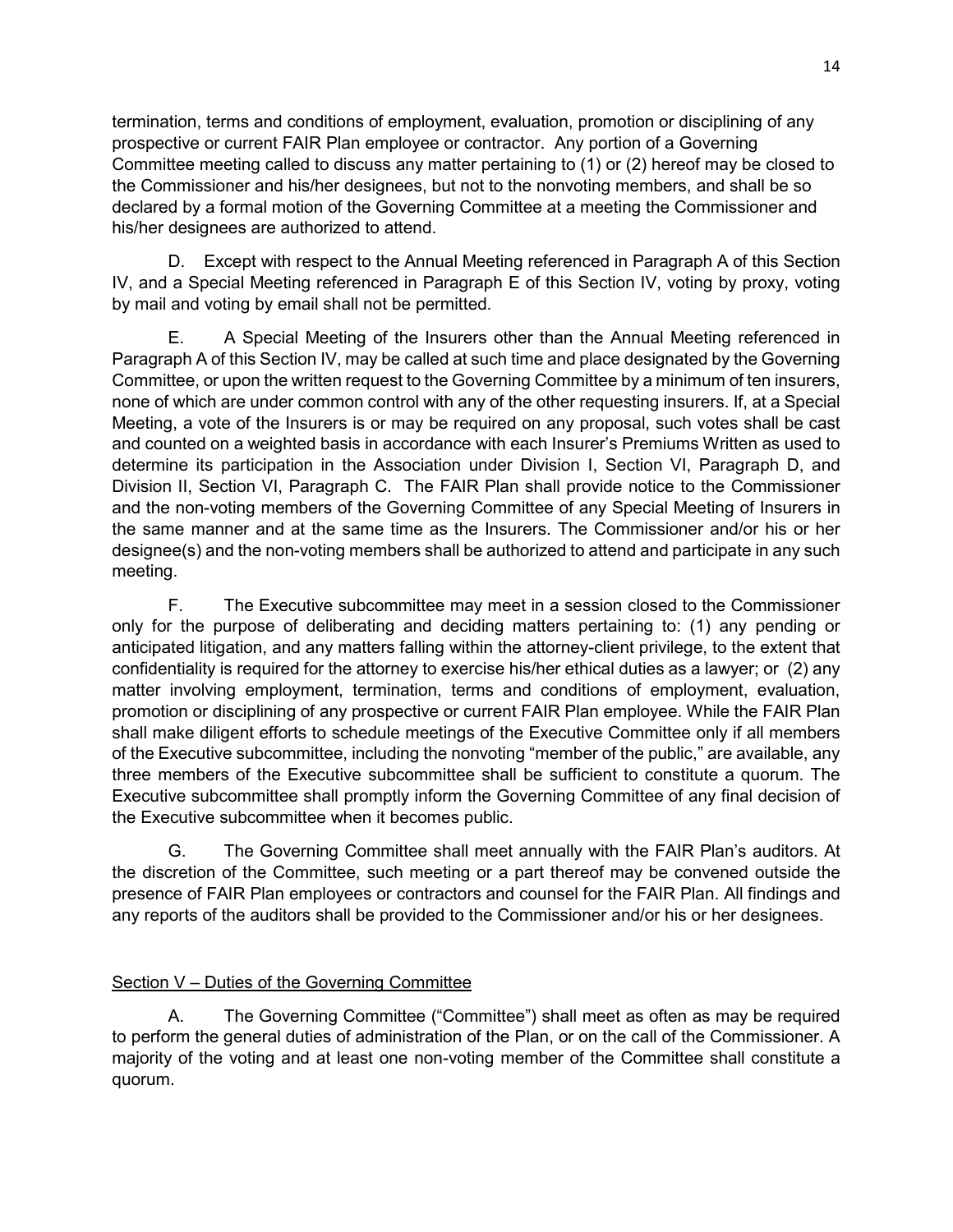termination, terms and conditions of employment, evaluation, promotion or disciplining of any prospective or current FAIR Plan employee or contractor. Any portion of a Governing Committee meeting called to discuss any matter pertaining to (1) or (2) hereof may be closed to the Commissioner and his/her designees, but not to the nonvoting members, and shall be so declared by a formal motion of the Governing Committee at a meeting the Commissioner and his/her designees are authorized to attend.

D. Except with respect to the Annual Meeting referenced in Paragraph A of this Section IV, and a Special Meeting referenced in Paragraph E of this Section IV, voting by proxy, voting by mail and voting by email shall not be permitted.

E. A Special Meeting of the Insurers other than the Annual Meeting referenced in Paragraph A of this Section IV, may be called at such time and place designated by the Governing Committee, or upon the written request to the Governing Committee by a minimum of ten insurers, none of which are under common control with any of the other requesting insurers. If, at a Special Meeting, a vote of the Insurers is or may be required on any proposal, such votes shall be cast and counted on a weighted basis in accordance with each Insurer's Premiums Written as used to determine its participation in the Association under Division I, Section VI, Paragraph D, and Division II, Section VI, Paragraph C. The FAIR Plan shall provide notice to the Commissioner and the non-voting members of the Governing Committee of any Special Meeting of Insurers in the same manner and at the same time as the Insurers. The Commissioner and/or his or her designee(s) and the non-voting members shall be authorized to attend and participate in any such meeting.

F. The Executive subcommittee may meet in a session closed to the Commissioner only for the purpose of deliberating and deciding matters pertaining to: (1) any pending or anticipated litigation, and any matters falling within the attorney-client privilege, to the extent that confidentiality is required for the attorney to exercise his/her ethical duties as a lawyer; or (2) any matter involving employment, termination, terms and conditions of employment, evaluation, promotion or disciplining of any prospective or current FAIR Plan employee. While the FAIR Plan shall make diligent efforts to schedule meetings of the Executive Committee only if all members of the Executive subcommittee, including the nonvoting "member of the public," are available, any three members of the Executive subcommittee shall be sufficient to constitute a quorum. The Executive subcommittee shall promptly inform the Governing Committee of any final decision of the Executive subcommittee when it becomes public.

G. The Governing Committee shall meet annually with the FAIR Plan's auditors. At the discretion of the Committee, such meeting or a part thereof may be convened outside the presence of FAIR Plan employees or contractors and counsel for the FAIR Plan. All findings and any reports of the auditors shall be provided to the Commissioner and/or his or her designees.

## Section V – Duties of the Governing Committee

A. The Governing Committee ("Committee") shall meet as often as may be required to perform the general duties of administration of the Plan, or on the call of the Commissioner. A majority of the voting and at least one non-voting member of the Committee shall constitute a quorum.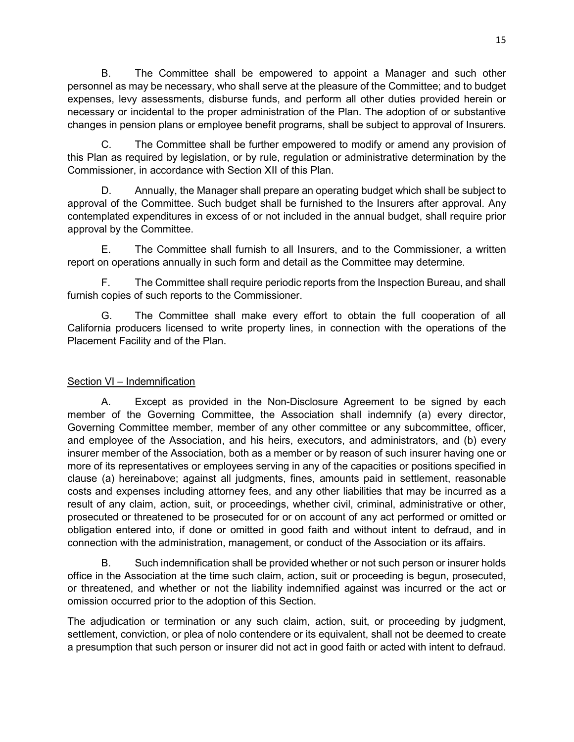B. The Committee shall be empowered to appoint a Manager and such other personnel as may be necessary, who shall serve at the pleasure of the Committee; and to budget expenses, levy assessments, disburse funds, and perform all other duties provided herein or necessary or incidental to the proper administration of the Plan. The adoption of or substantive changes in pension plans or employee benefit programs, shall be subject to approval of Insurers.

C. The Committee shall be further empowered to modify or amend any provision of this Plan as required by legislation, or by rule, regulation or administrative determination by the Commissioner, in accordance with Section XII of this Plan.

D. Annually, the Manager shall prepare an operating budget which shall be subject to approval of the Committee. Such budget shall be furnished to the Insurers after approval. Any contemplated expenditures in excess of or not included in the annual budget, shall require prior approval by the Committee.

E. The Committee shall furnish to all Insurers, and to the Commissioner, a written report on operations annually in such form and detail as the Committee may determine.

F. The Committee shall require periodic reports from the Inspection Bureau, and shall furnish copies of such reports to the Commissioner.

G. The Committee shall make every effort to obtain the full cooperation of all California producers licensed to write property lines, in connection with the operations of the Placement Facility and of the Plan.

## Section VI – Indemnification

A. Except as provided in the Non-Disclosure Agreement to be signed by each member of the Governing Committee, the Association shall indemnify (a) every director, Governing Committee member, member of any other committee or any subcommittee, officer, and employee of the Association, and his heirs, executors, and administrators, and (b) every insurer member of the Association, both as a member or by reason of such insurer having one or more of its representatives or employees serving in any of the capacities or positions specified in clause (a) hereinabove; against all judgments, fines, amounts paid in settlement, reasonable costs and expenses including attorney fees, and any other liabilities that may be incurred as a result of any claim, action, suit, or proceedings, whether civil, criminal, administrative or other, prosecuted or threatened to be prosecuted for or on account of any act performed or omitted or obligation entered into, if done or omitted in good faith and without intent to defraud, and in connection with the administration, management, or conduct of the Association or its affairs.

B. Such indemnification shall be provided whether or not such person or insurer holds office in the Association at the time such claim, action, suit or proceeding is begun, prosecuted, or threatened, and whether or not the liability indemnified against was incurred or the act or omission occurred prior to the adoption of this Section.

The adjudication or termination or any such claim, action, suit, or proceeding by judgment, settlement, conviction, or plea of nolo contendere or its equivalent, shall not be deemed to create a presumption that such person or insurer did not act in good faith or acted with intent to defraud.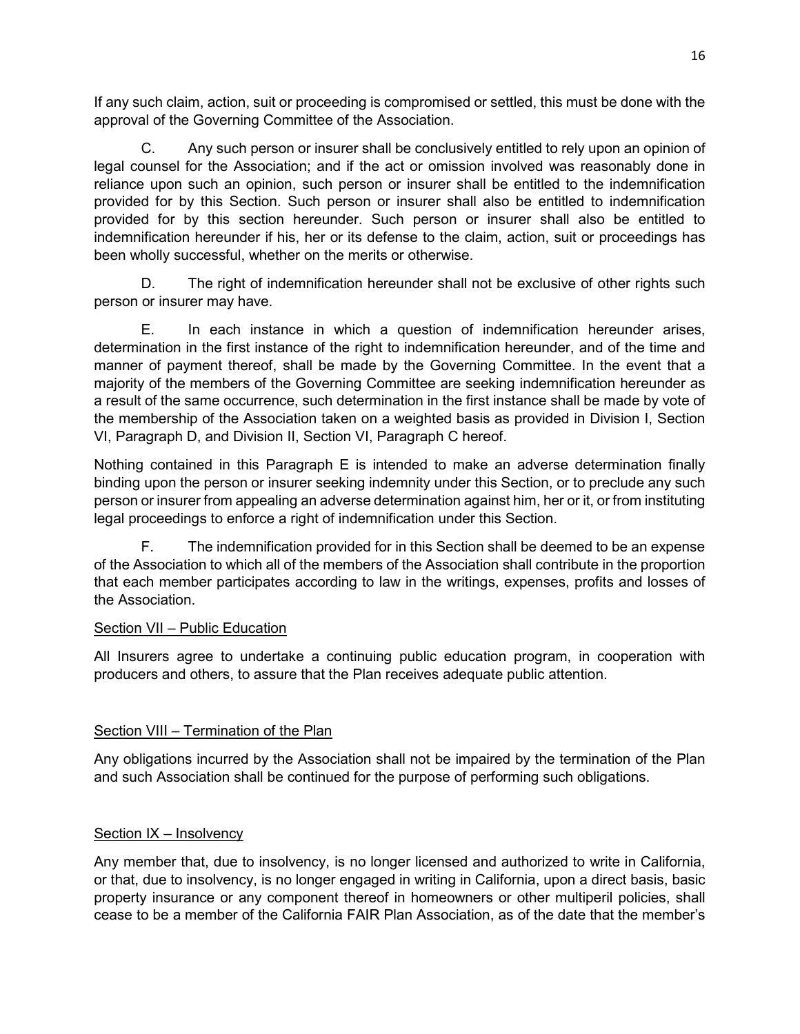If any such claim, action, suit or proceeding is compromised or settled, this must be done with the approval of the Governing Committee of the Association.

C. Any such person or insurer shall be conclusively entitled to rely upon an opinion of legal counsel for the Association; and if the act or omission involved was reasonably done in reliance upon such an opinion, such person or insurer shall be entitled to the indemnification provided for by this Section. Such person or insurer shall also be entitled to indemnification provided for by this section hereunder. Such person or insurer shall also be entitled to indemnification hereunder if his, her or its defense to the claim, action, suit or proceedings has been wholly successful, whether on the merits or otherwise.

D. The right of indemnification hereunder shall not be exclusive of other rights such person or insurer may have.

E. In each instance in which a question of indemnification hereunder arises, determination in the first instance of the right to indemnification hereunder, and of the time and manner of payment thereof, shall be made by the Governing Committee. In the event that a majority of the members of the Governing Committee are seeking indemnification hereunder as a result of the same occurrence, such determination in the first instance shall be made by vote of the membership of the Association taken on a weighted basis as provided in Division I, Section VI, Paragraph D, and Division II, Section VI, Paragraph C hereof.

Nothing contained in this Paragraph E is intended to make an adverse determination finally binding upon the person or insurer seeking indemnity under this Section, or to preclude any such person or insurer from appealing an adverse determination against him, her or it, or from instituting legal proceedings to enforce a right of indemnification under this Section.

F. The indemnification provided for in this Section shall be deemed to be an expense of the Association to which all of the members of the Association shall contribute in the proportion that each member participates according to law in the writings, expenses, profits and losses of the Association.

## Section VII – Public Education

All Insurers agree to undertake a continuing public education program, in cooperation with producers and others, to assure that the Plan receives adequate public attention.

## Section VIII – Termination of the Plan

Any obligations incurred by the Association shall not be impaired by the termination of the Plan and such Association shall be continued for the purpose of performing such obligations.

## Section IX – Insolvency

Any member that, due to insolvency, is no longer licensed and authorized to write in California, or that, due to insolvency, is no longer engaged in writing in California, upon a direct basis, basic property insurance or any component thereof in homeowners or other multiperil policies, shall cease to be a member of the California FAIR Plan Association, as of the date that the member's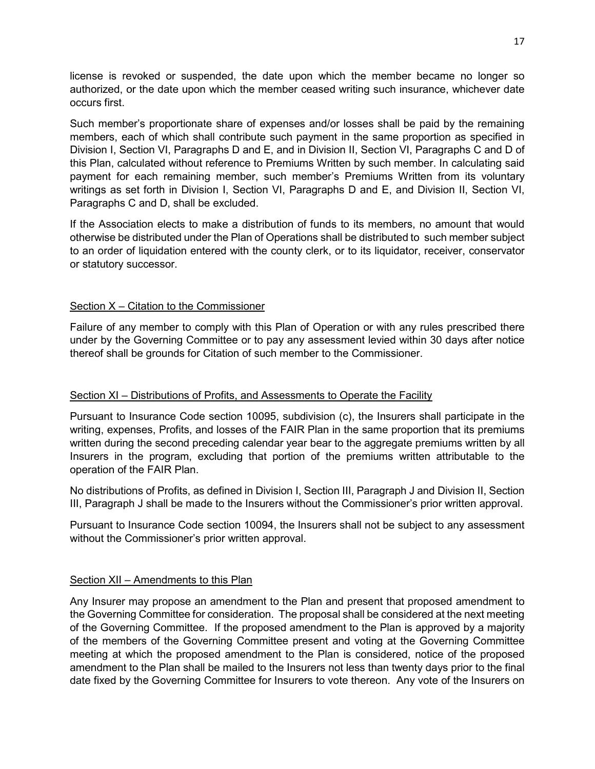license is revoked or suspended, the date upon which the member became no longer so authorized, or the date upon which the member ceased writing such insurance, whichever date occurs first.

Such member's proportionate share of expenses and/or losses shall be paid by the remaining members, each of which shall contribute such payment in the same proportion as specified in Division I, Section VI, Paragraphs D and E, and in Division II, Section VI, Paragraphs C and D of this Plan, calculated without reference to Premiums Written by such member. In calculating said payment for each remaining member, such member's Premiums Written from its voluntary writings as set forth in Division I, Section VI, Paragraphs D and E, and Division II, Section VI, Paragraphs C and D, shall be excluded.

If the Association elects to make a distribution of funds to its members, no amount that would otherwise be distributed under the Plan of Operations shall be distributed to such member subject to an order of liquidation entered with the county clerk, or to its liquidator, receiver, conservator or statutory successor.

## Section X – Citation to the Commissioner

Failure of any member to comply with this Plan of Operation or with any rules prescribed there under by the Governing Committee or to pay any assessment levied within 30 days after notice thereof shall be grounds for Citation of such member to the Commissioner.

## Section XI – Distributions of Profits, and Assessments to Operate the Facility

Pursuant to Insurance Code section 10095, subdivision (c), the Insurers shall participate in the writing, expenses, Profits, and losses of the FAIR Plan in the same proportion that its premiums written during the second preceding calendar year bear to the aggregate premiums written by all Insurers in the program, excluding that portion of the premiums written attributable to the operation of the FAIR Plan.

No distributions of Profits, as defined in Division I, Section III, Paragraph J and Division II, Section III, Paragraph J shall be made to the Insurers without the Commissioner's prior written approval.

Pursuant to Insurance Code section 10094, the Insurers shall not be subject to any assessment without the Commissioner's prior written approval.

## Section XII – Amendments to this Plan

Any Insurer may propose an amendment to the Plan and present that proposed amendment to the Governing Committee for consideration. The proposal shall be considered at the next meeting of the Governing Committee. If the proposed amendment to the Plan is approved by a majority of the members of the Governing Committee present and voting at the Governing Committee meeting at which the proposed amendment to the Plan is considered, notice of the proposed amendment to the Plan shall be mailed to the Insurers not less than twenty days prior to the final date fixed by the Governing Committee for Insurers to vote thereon. Any vote of the Insurers on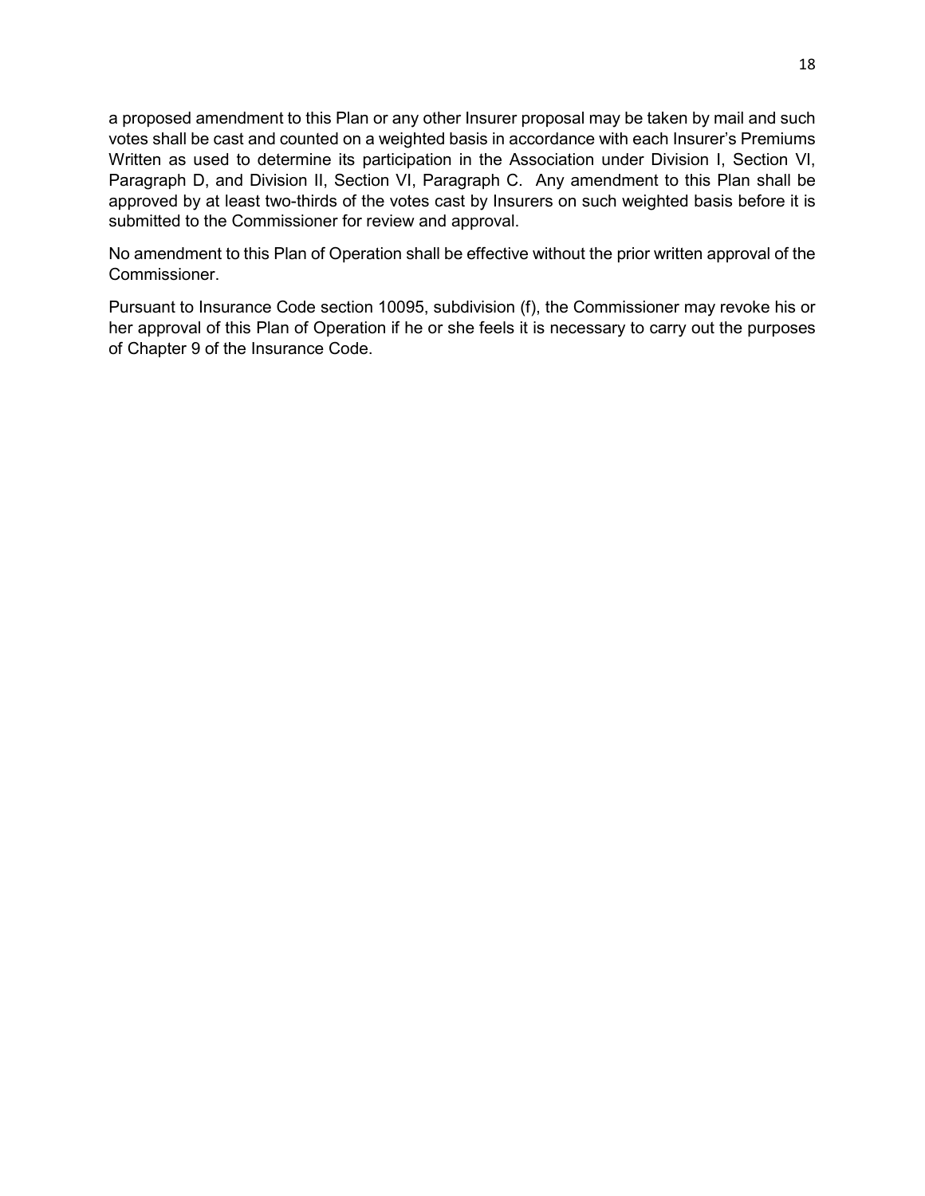a proposed amendment to this Plan or any other Insurer proposal may be taken by mail and such votes shall be cast and counted on a weighted basis in accordance with each Insurer's Premiums Written as used to determine its participation in the Association under Division I, Section VI, Paragraph D, and Division II, Section VI, Paragraph C. Any amendment to this Plan shall be approved by at least two-thirds of the votes cast by Insurers on such weighted basis before it is submitted to the Commissioner for review and approval.

No amendment to this Plan of Operation shall be effective without the prior written approval of the Commissioner.

Pursuant to Insurance Code section 10095, subdivision (f), the Commissioner may revoke his or her approval of this Plan of Operation if he or she feels it is necessary to carry out the purposes of Chapter 9 of the Insurance Code.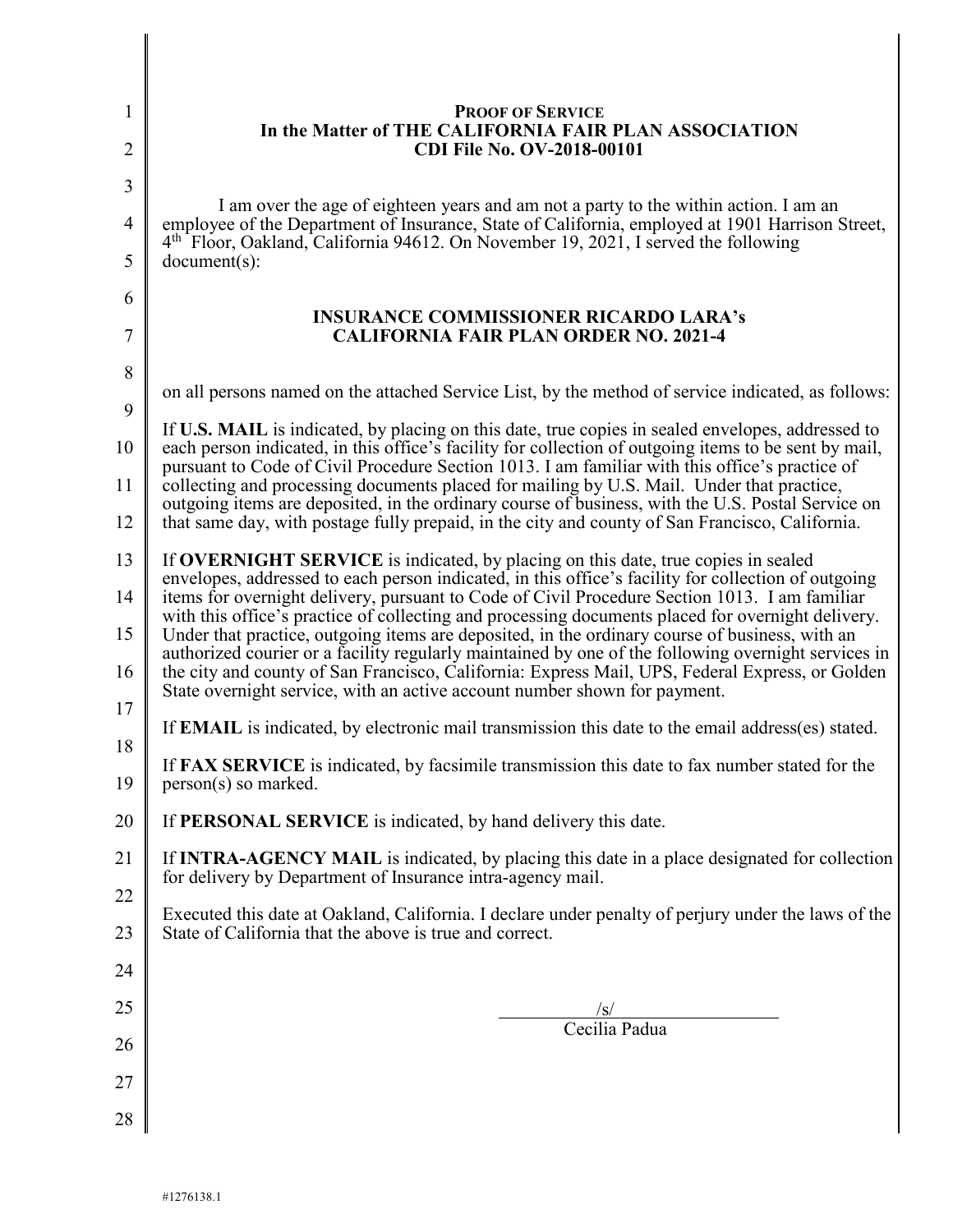**PROOF OF SERVICE**
**In the Matter of THE CALIFORNIA FAIR PLAN ASSOCIATION**
**CDI File No. OV-2018-00101**

I am over the age of eighteen years and am not a party to the within action. I am an employee of the Department of Insurance, State of California, employed at 1901 Harrison Street, 4th Floor, Oakland, California 94612. On November 19, 2021, I served the following document(s):

**INSURANCE COMMISSIONER RICARDO LARA's**
**CALIFORNIA FAIR PLAN ORDER NO. 2021-4**

on all persons named on the attached Service List, by the method of service indicated, as follows:

If **U.S. MAIL** is indicated, by placing on this date, true copies in sealed envelopes, addressed to each person indicated, in this office's facility for collection of outgoing items to be sent by mail, pursuant to Code of Civil Procedure Section 1013. I am familiar with this office's practice of collecting and processing documents placed for mailing by U.S. Mail. Under that practice, outgoing items are deposited, in the ordinary course of business, with the U.S. Postal Service on that same day, with postage fully prepaid, in the city and county of San Francisco, California.

If **OVERNIGHT SERVICE** is indicated, by placing on this date, true copies in sealed envelopes, addressed to each person indicated, in this office's facility for collection of outgoing items for overnight delivery, pursuant to Code of Civil Procedure Section 1013. I am familiar with this office's practice of collecting and processing documents placed for overnight delivery. Under that practice, outgoing items are deposited, in the ordinary course of business, with an authorized courier or a facility regularly maintained by one of the following overnight services in the city and county of San Francisco, California: Express Mail, UPS, Federal Express, or Golden State overnight service, with an active account number shown for payment.

If **EMAIL** is indicated, by electronic mail transmission this date to the email address(es) stated.

If **FAX SERVICE** is indicated, by facsimile transmission this date to fax number stated for the person(s) so marked.

If **PERSONAL SERVICE** is indicated, by hand delivery this date.

If **INTRA-AGENCY MAIL** is indicated, by placing this date in a place designated for collection for delivery by Department of Insurance intra-agency mail.

Executed this date at Oakland, California. I declare under penalty of perjury under the laws of the State of California that the above is true and correct.

/s/
Cecilia Padua

#1276138.1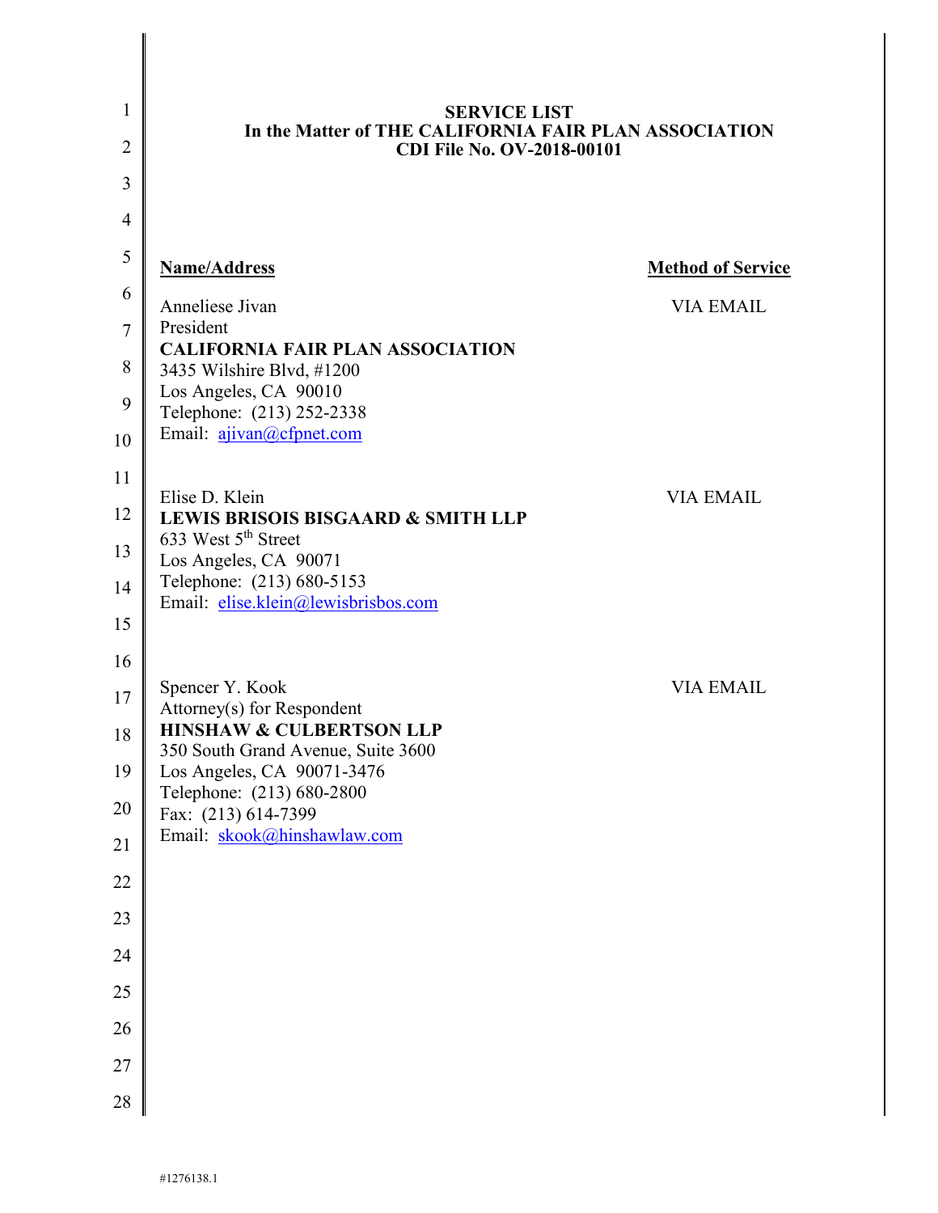**SERVICE LIST**
**In the Matter of THE CALIFORNIA FAIR PLAN ASSOCIATION**
**CDI File No. OV-2018-00101**

| **Name/Address** | **Method of Service** |
|---|---|
| Anneliese Jivan<br>President<br>**CALIFORNIA FAIR PLAN ASSOCIATION**<br>3435 Wilshire Blvd, #1200<br>Los Angeles, CA 90010<br>Telephone: (213) 252-2338<br>Email: ajivan@cfpnet.com | VIA EMAIL |
| Elise D. Klein<br>**LEWIS BRISOIS BISGAARD & SMITH LLP**<br>633 West 5th Street<br>Los Angeles, CA 90071<br>Telephone: (213) 680-5153<br>Email: elise.klein@lewisbrisbos.com | VIA EMAIL |
| Spencer Y. Kook<br>Attorney(s) for Respondent<br>**HINSHAW & CULBERTSON LLP**<br>350 South Grand Avenue, Suite 3600<br>Los Angeles, CA 90071-3476<br>Telephone: (213) 680-2800<br>Fax: (213) 614-7399<br>Email: skook@hinshawlaw.com | VIA EMAIL |

#1276138.1